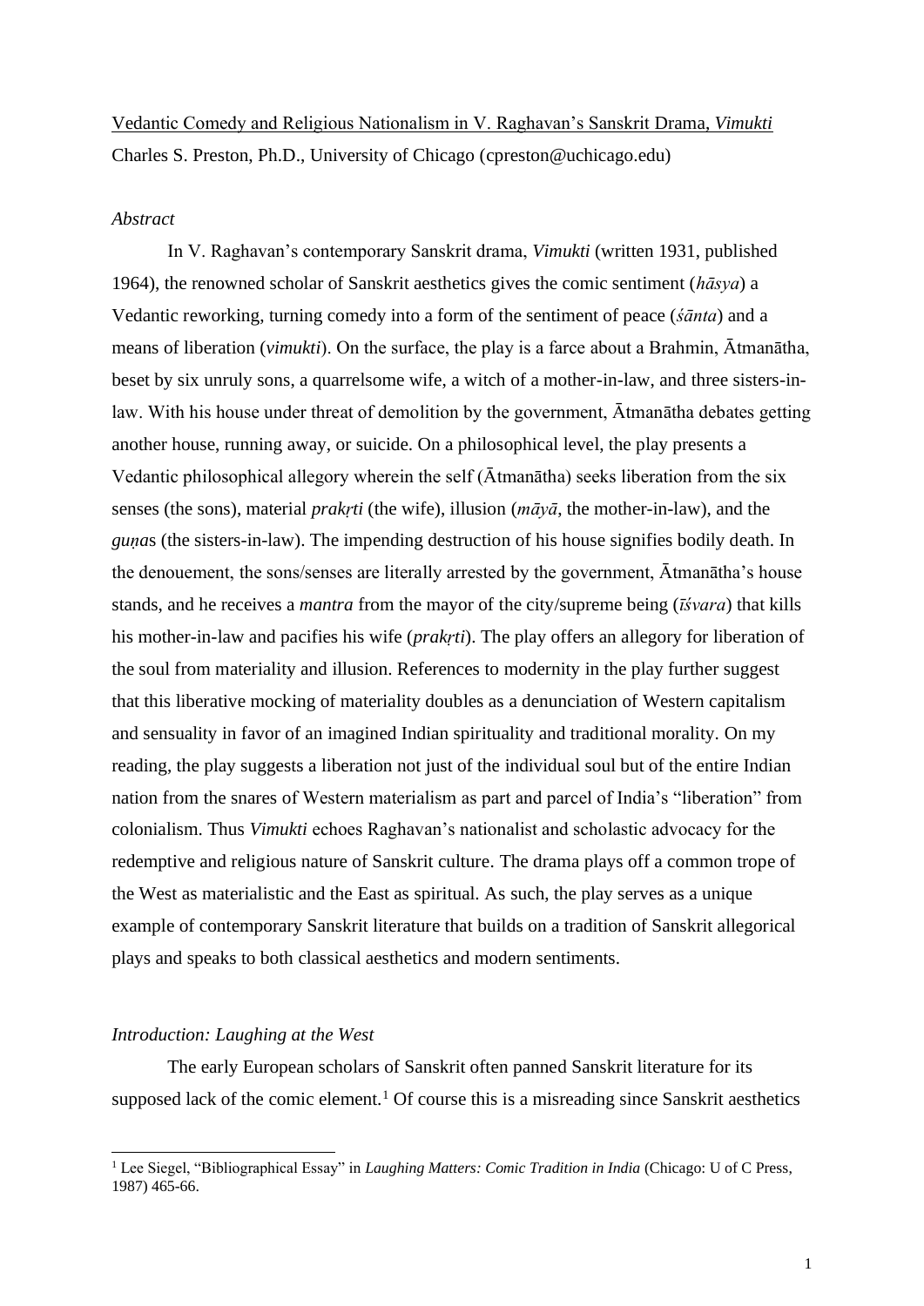Vedantic Comedy and Religious Nationalism in V. Raghavan's Sanskrit Drama, *Vimukti*

Charles S. Preston, Ph.D., University of Chicago (cpreston@uchicago.edu)

*Abstract*

In V. Raghavan's contemporary Sanskrit drama, *Vimukti* (written 1931, published 1964), the renowned scholar of Sanskrit aesthetics gives the comic sentiment (*hāsya*) a Vedantic reworking, turning comedy into a form of the sentiment of peace (*śānta*) and a means of liberation (*vimukti*). On the surface, the play is a farce about a Brahmin, Ātmanātha, beset by six unruly sons, a quarrelsome wife, a witch of a mother-in-law, and three sisters-in-law. With his house under threat of demolition by the government, Ātmanātha debates getting another house, running away, or suicide. On a philosophical level, the play presents a Vedantic philosophical allegory wherein the self (Ātmanātha) seeks liberation from the six senses (the sons), material *prakṛti* (the wife), illusion (*māyā*, the mother-in-law), and the *guṇa*s (the sisters-in-law). The impending destruction of his house signifies bodily death. In the denouement, the sons/senses are literally arrested by the government, Ātmanātha's house stands, and he receives a *mantra* from the mayor of the city/supreme being (*īśvara*) that kills his mother-in-law and pacifies his wife (*prakṛti*). The play offers an allegory for liberation of the soul from materiality and illusion. References to modernity in the play further suggest that this liberative mocking of materiality doubles as a denunciation of Western capitalism and sensuality in favor of an imagined Indian spirituality and traditional morality. On my reading, the play suggests a liberation not just of the individual soul but of the entire Indian nation from the snares of Western materialism as part and parcel of India's "liberation" from colonialism. Thus *Vimukti* echoes Raghavan's nationalist and scholastic advocacy for the redemptive and religious nature of Sanskrit culture. The drama plays off a common trope of the West as materialistic and the East as spiritual. As such, the play serves as a unique example of contemporary Sanskrit literature that builds on a tradition of Sanskrit allegorical plays and speaks to both classical aesthetics and modern sentiments.

*Introduction: Laughing at the West*

The early European scholars of Sanskrit often panned Sanskrit literature for its supposed lack of the comic element.[1] Of course this is a misreading since Sanskrit aesthetics

[1] Lee Siegel, "Bibliographical Essay" in *Laughing Matters: Comic Tradition in India* (Chicago: U of C Press, 1987) 465-66.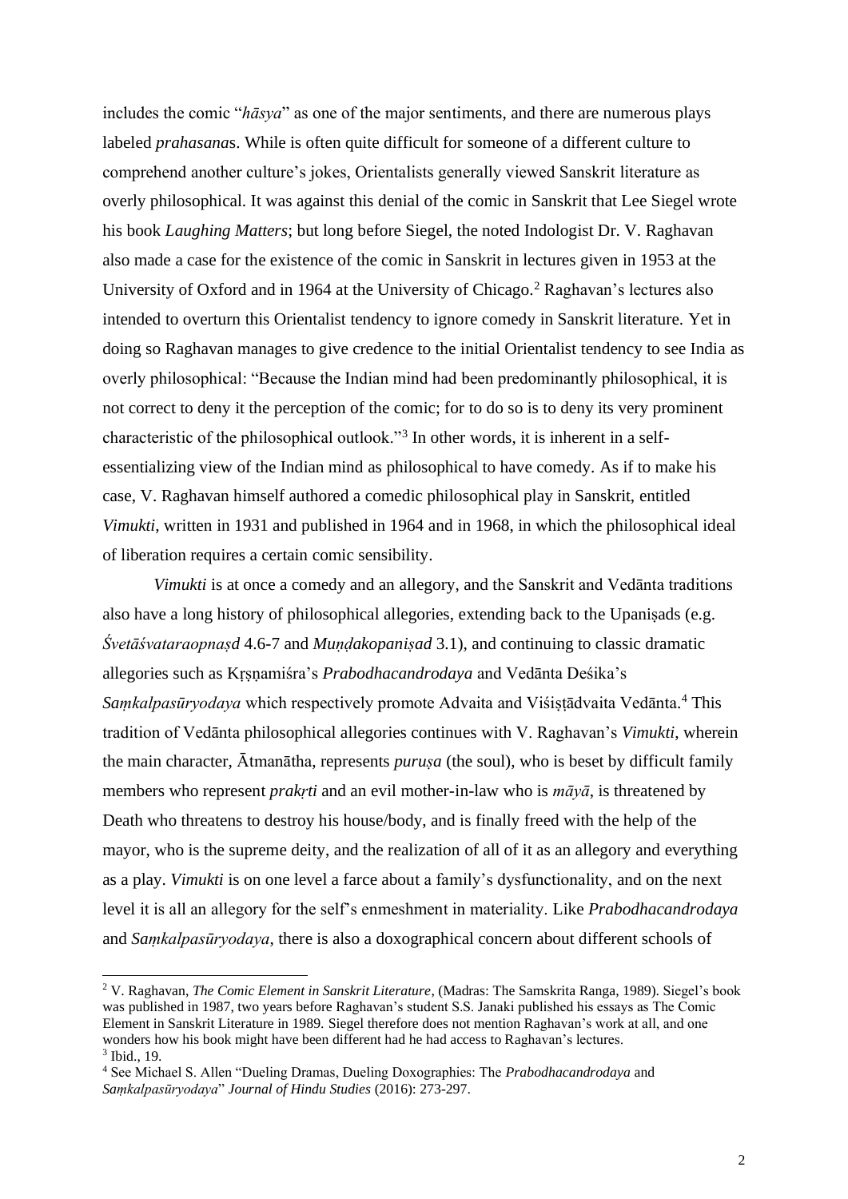includes the comic "*hāsya*" as one of the major sentiments, and there are numerous plays labeled *prahasana*s. While is often quite difficult for someone of a different culture to comprehend another culture's jokes, Orientalists generally viewed Sanskrit literature as overly philosophical. It was against this denial of the comic in Sanskrit that Lee Siegel wrote his book *Laughing Matters*; but long before Siegel, the noted Indologist Dr. V. Raghavan also made a case for the existence of the comic in Sanskrit in lectures given in 1953 at the University of Oxford and in 1964 at the University of Chicago.[2] Raghavan's lectures also intended to overturn this Orientalist tendency to ignore comedy in Sanskrit literature. Yet in doing so Raghavan manages to give credence to the initial Orientalist tendency to see India as overly philosophical: "Because the Indian mind had been predominantly philosophical, it is not correct to deny it the perception of the comic; for to do so is to deny its very prominent characteristic of the philosophical outlook."[3] In other words, it is inherent in a self-essentializing view of the Indian mind as philosophical to have comedy. As if to make his case, V. Raghavan himself authored a comedic philosophical play in Sanskrit, entitled *Vimukti*, written in 1931 and published in 1964 and in 1968, in which the philosophical ideal of liberation requires a certain comic sensibility.

*Vimukti* is at once a comedy and an allegory, and the Sanskrit and Vedānta traditions also have a long history of philosophical allegories, extending back to the Upaniṣads (e.g. *Śvetāśvataraopnaṣd* 4.6-7 and *Muṇḍakopaniṣad* 3.1), and continuing to classic dramatic allegories such as Kṛṣṇamiśra's *Prabodhacandrodaya* and Vedānta Deśika's *Saṃkalpasūryodaya* which respectively promote Advaita and Viśiṣṭādvaita Vedānta.[4] This tradition of Vedānta philosophical allegories continues with V. Raghavan's *Vimukti*, wherein the main character, Ātmanātha, represents *puruṣa* (the soul), who is beset by difficult family members who represent *prakṛti* and an evil mother-in-law who is *māyā*, is threatened by Death who threatens to destroy his house/body, and is finally freed with the help of the mayor, who is the supreme deity, and the realization of all of it as an allegory and everything as a play. *Vimukti* is on one level a farce about a family's dysfunctionality, and on the next level it is all an allegory for the self's enmeshment in materiality. Like *Prabodhacandrodaya* and *Saṃkalpasūryodaya*, there is also a doxographical concern about different schools of

---

[2] V. Raghavan, *The Comic Element in Sanskrit Literature*, (Madras: The Samskrita Ranga, 1989). Siegel's book was published in 1987, two years before Raghavan's student S.S. Janaki published his essays as The Comic Element in Sanskrit Literature in 1989. Siegel therefore does not mention Raghavan's work at all, and one wonders how his book might have been different had he had access to Raghavan's lectures.

[3] Ibid., 19.

[4] See Michael S. Allen "Dueling Dramas, Dueling Doxographies: The *Prabodhacandrodaya* and *Saṃkalpasūryodaya*" *Journal of Hindu Studies* (2016): 273-297.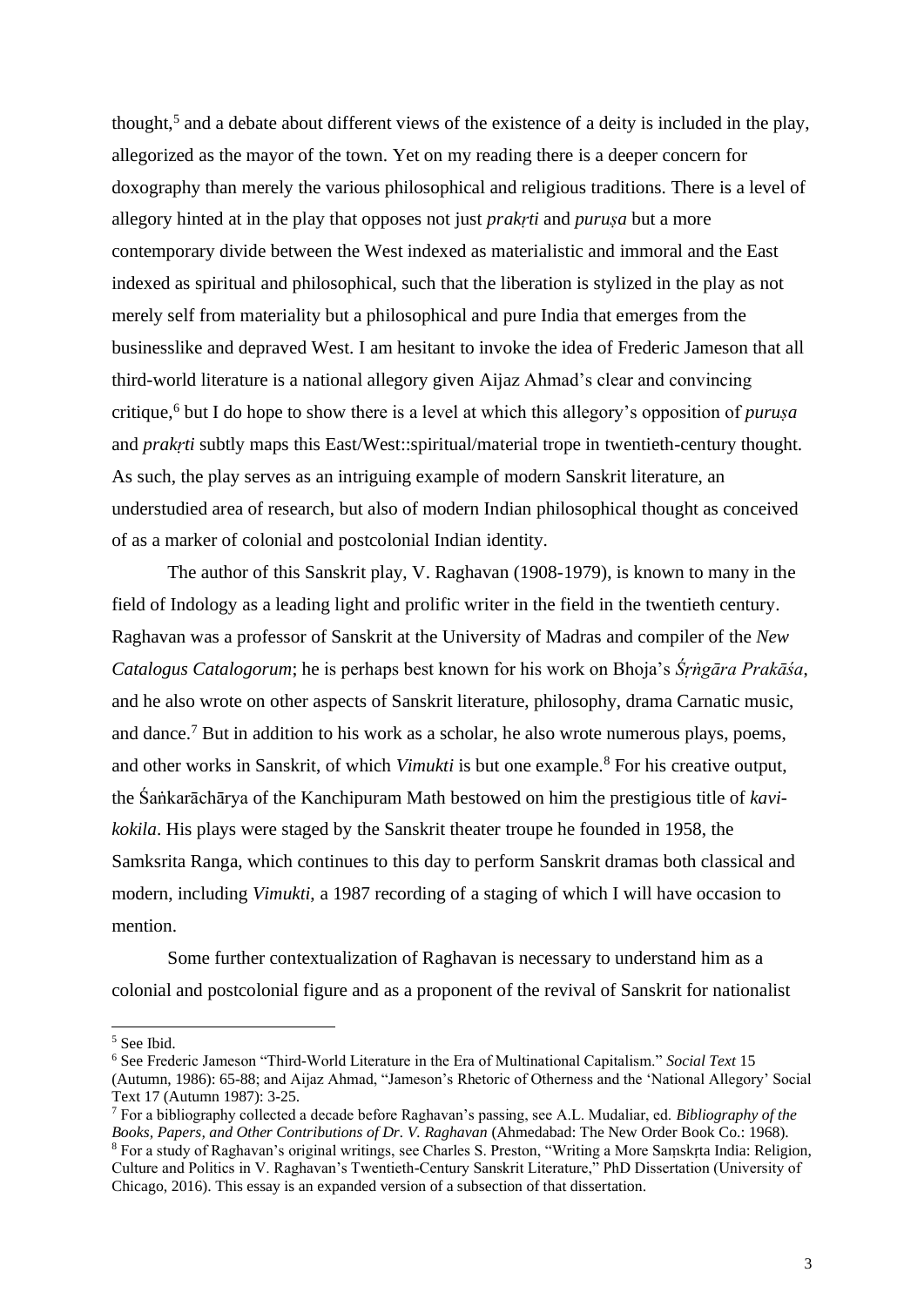thought,[5] and a debate about different views of the existence of a deity is included in the play, allegorized as the mayor of the town. Yet on my reading there is a deeper concern for doxography than merely the various philosophical and religious traditions. There is a level of allegory hinted at in the play that opposes not just *prakṛti* and *puruṣa* but a more contemporary divide between the West indexed as materialistic and immoral and the East indexed as spiritual and philosophical, such that the liberation is stylized in the play as not merely self from materiality but a philosophical and pure India that emerges from the businesslike and depraved West. I am hesitant to invoke the idea of Frederic Jameson that all third-world literature is a national allegory given Aijaz Ahmad's clear and convincing critique,[6] but I do hope to show there is a level at which this allegory's opposition of *puruṣa* and *prakṛti* subtly maps this East/West::spiritual/material trope in twentieth-century thought. As such, the play serves as an intriguing example of modern Sanskrit literature, an understudied area of research, but also of modern Indian philosophical thought as conceived of as a marker of colonial and postcolonial Indian identity.

The author of this Sanskrit play, V. Raghavan (1908-1979), is known to many in the field of Indology as a leading light and prolific writer in the field in the twentieth century. Raghavan was a professor of Sanskrit at the University of Madras and compiler of the *New Catalogus Catalogorum*; he is perhaps best known for his work on Bhoja's *Śṛṅgāra Prakāśa*, and he also wrote on other aspects of Sanskrit literature, philosophy, drama Carnatic music, and dance.[7] But in addition to his work as a scholar, he also wrote numerous plays, poems, and other works in Sanskrit, of which *Vimukti* is but one example.[8] For his creative output, the Śaṅkarāchārya of the Kanchipuram Math bestowed on him the prestigious title of *kavi-kokila*. His plays were staged by the Sanskrit theater troupe he founded in 1958, the Samksrita Ranga, which continues to this day to perform Sanskrit dramas both classical and modern, including *Vimukti*, a 1987 recording of a staging of which I will have occasion to mention.

Some further contextualization of Raghavan is necessary to understand him as a colonial and postcolonial figure and as a proponent of the revival of Sanskrit for nationalist

---

[5] See Ibid.

[6] See Frederic Jameson "Third-World Literature in the Era of Multinational Capitalism." *Social Text* 15 (Autumn, 1986): 65-88; and Aijaz Ahmad, "Jameson's Rhetoric of Otherness and the 'National Allegory' Social Text 17 (Autumn 1987): 3-25.

[7] For a bibliography collected a decade before Raghavan's passing, see A.L. Mudaliar, ed. *Bibliography of the Books, Papers, and Other Contributions of Dr. V. Raghavan* (Ahmedabad: The New Order Book Co.: 1968).

[8] For a study of Raghavan's original writings, see Charles S. Preston, "Writing a More Saṃskṛta India: Religion, Culture and Politics in V. Raghavan's Twentieth-Century Sanskrit Literature," PhD Dissertation (University of Chicago, 2016). This essay is an expanded version of a subsection of that dissertation.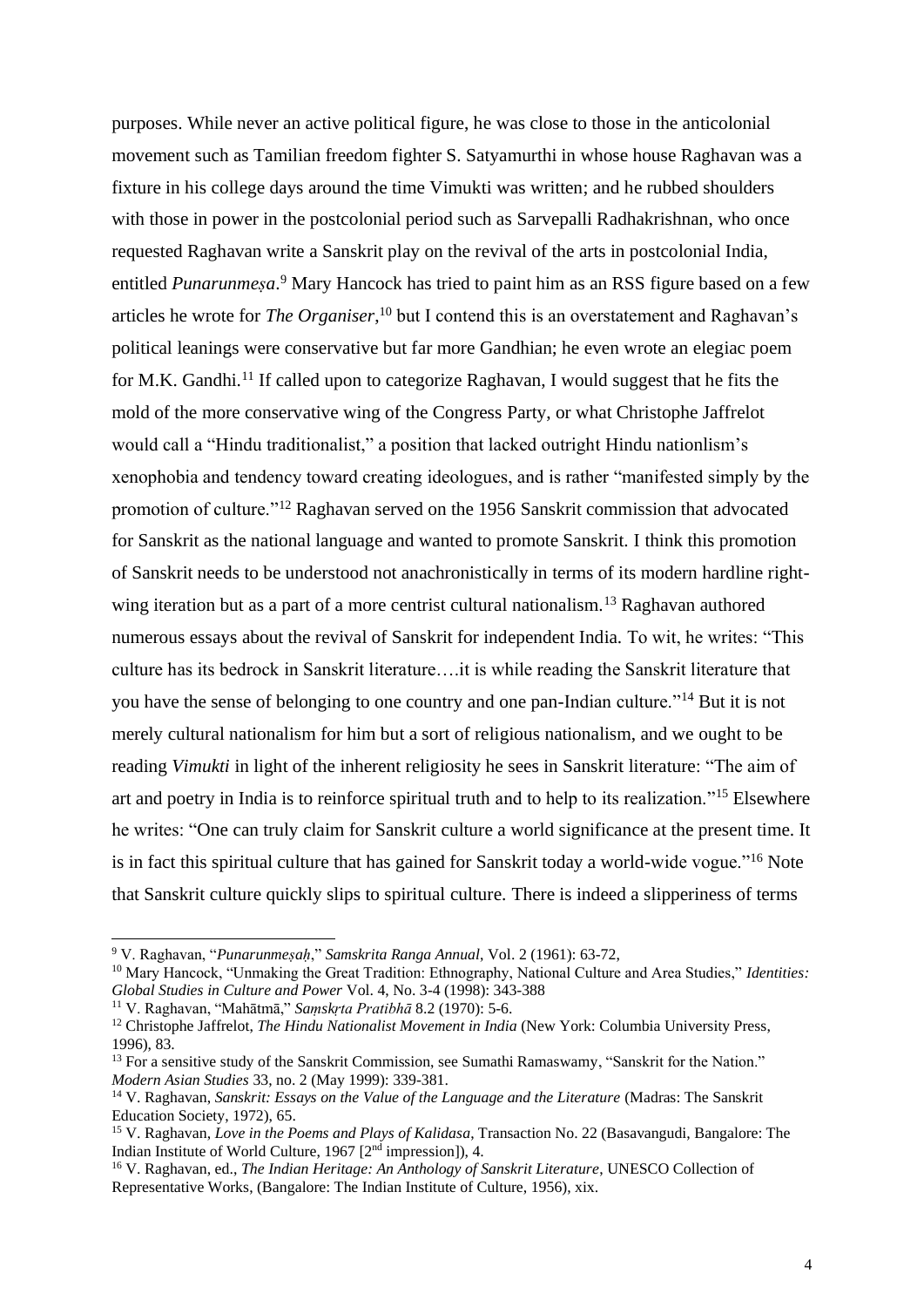purposes. While never an active political figure, he was close to those in the anticolonial movement such as Tamilian freedom fighter S. Satyamurthi in whose house Raghavan was a fixture in his college days around the time Vimukti was written; and he rubbed shoulders with those in power in the postcolonial period such as Sarvepalli Radhakrishnan, who once requested Raghavan write a Sanskrit play on the revival of the arts in postcolonial India, entitled *Punarunmeṣa*.[9] Mary Hancock has tried to paint him as an RSS figure based on a few articles he wrote for *The Organiser*,[10] but I contend this is an overstatement and Raghavan's political leanings were conservative but far more Gandhian; he even wrote an elegiac poem for M.K. Gandhi.[11] If called upon to categorize Raghavan, I would suggest that he fits the mold of the more conservative wing of the Congress Party, or what Christophe Jaffrelot would call a "Hindu traditionalist," a position that lacked outright Hindu nationlism's xenophobia and tendency toward creating ideologues, and is rather "manifested simply by the promotion of culture."[12] Raghavan served on the 1956 Sanskrit commission that advocated for Sanskrit as the national language and wanted to promote Sanskrit. I think this promotion of Sanskrit needs to be understood not anachronistically in terms of its modern hardline right-wing iteration but as a part of a more centrist cultural nationalism.[13] Raghavan authored numerous essays about the revival of Sanskrit for independent India. To wit, he writes: "This culture has its bedrock in Sanskrit literature….it is while reading the Sanskrit literature that you have the sense of belonging to one country and one pan-Indian culture."[14] But it is not merely cultural nationalism for him but a sort of religious nationalism, and we ought to be reading *Vimukti* in light of the inherent religiosity he sees in Sanskrit literature: "The aim of art and poetry in India is to reinforce spiritual truth and to help to its realization."[15] Elsewhere he writes: "One can truly claim for Sanskrit culture a world significance at the present time. It is in fact this spiritual culture that has gained for Sanskrit today a world-wide vogue."[16] Note that Sanskrit culture quickly slips to spiritual culture. There is indeed a slipperiness of terms

---

[9] V. Raghavan, "*Punarunmeṣaḥ*," *Samskrita Ranga Annual*, Vol. 2 (1961): 63-72,

[10] Mary Hancock, "Unmaking the Great Tradition: Ethnography, National Culture and Area Studies," *Identities: Global Studies in Culture and Power* Vol. 4, No. 3-4 (1998): 343-388

[11] V. Raghavan, "Mahātmā," *Saṃskṛta Pratibhā* 8.2 (1970): 5-6.

[12] Christophe Jaffrelot, *The Hindu Nationalist Movement in India* (New York: Columbia University Press, 1996), 83.

[13] For a sensitive study of the Sanskrit Commission, see Sumathi Ramaswamy, "Sanskrit for the Nation." *Modern Asian Studies* 33, no. 2 (May 1999): 339-381.

[14] V. Raghavan, *Sanskrit: Essays on the Value of the Language and the Literature* (Madras: The Sanskrit Education Society, 1972), 65.

[15] V. Raghavan, *Love in the Poems and Plays of Kalidasa*, Transaction No. 22 (Basavangudi, Bangalore: The Indian Institute of World Culture, 1967 [2nd impression]), 4.

[16] V. Raghavan, ed., *The Indian Heritage: An Anthology of Sanskrit Literature*, UNESCO Collection of Representative Works, (Bangalore: The Indian Institute of Culture, 1956), xix.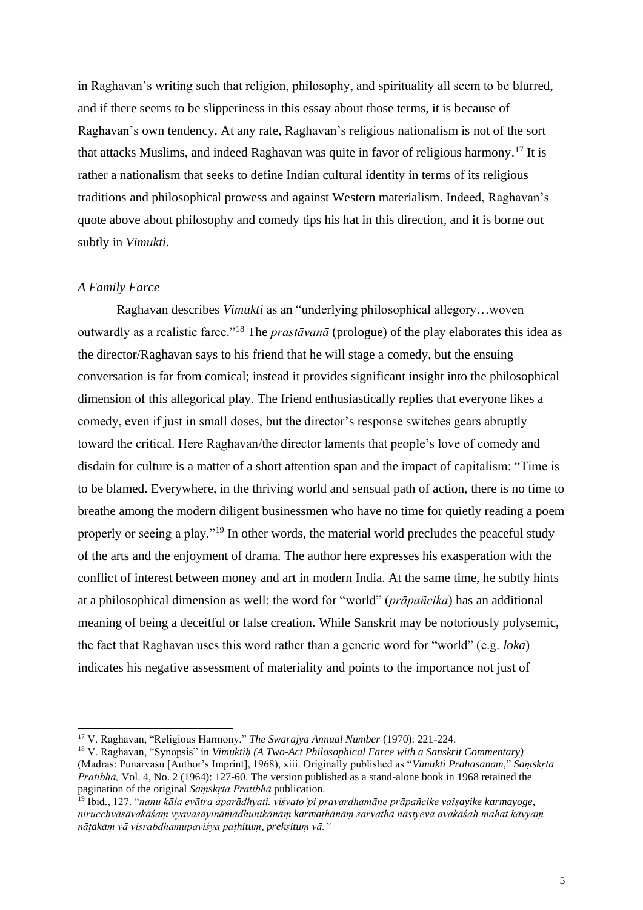in Raghavan's writing such that religion, philosophy, and spirituality all seem to be blurred, and if there seems to be slipperiness in this essay about those terms, it is because of Raghavan's own tendency. At any rate, Raghavan's religious nationalism is not of the sort that attacks Muslims, and indeed Raghavan was quite in favor of religious harmony.[17] It is rather a nationalism that seeks to define Indian cultural identity in terms of its religious traditions and philosophical prowess and against Western materialism. Indeed, Raghavan's quote above about philosophy and comedy tips his hat in this direction, and it is borne out subtly in *Vimukti*.

### *A Family Farce*

Raghavan describes *Vimukti* as an "underlying philosophical allegory…woven outwardly as a realistic farce."[18] The *prastāvanā* (prologue) of the play elaborates this idea as the director/Raghavan says to his friend that he will stage a comedy, but the ensuing conversation is far from comical; instead it provides significant insight into the philosophical dimension of this allegorical play. The friend enthusiastically replies that everyone likes a comedy, even if just in small doses, but the director's response switches gears abruptly toward the critical. Here Raghavan/the director laments that people's love of comedy and disdain for culture is a matter of a short attention span and the impact of capitalism: "Time is to be blamed. Everywhere, in the thriving world and sensual path of action, there is no time to breathe among the modern diligent businessmen who have no time for quietly reading a poem properly or seeing a play."[19] In other words, the material world precludes the peaceful study of the arts and the enjoyment of drama. The author here expresses his exasperation with the conflict of interest between money and art in modern India. At the same time, he subtly hints at a philosophical dimension as well: the word for "world" (*prāpañcika*) has an additional meaning of being a deceitful or false creation. While Sanskrit may be notoriously polysemic, the fact that Raghavan uses this word rather than a generic word for "world" (e.g. *loka*) indicates his negative assessment of materiality and points to the importance not just of

---

[17] V. Raghavan, "Religious Harmony." *The Swarajya Annual Number* (1970): 221-224.

[18] V. Raghavan, "Synopsis" in *Vimuktiḥ (A Two-Act Philosophical Farce with a Sanskrit Commentary)* (Madras: Punarvasu [Author's Imprint], 1968), xiii. Originally published as "*Vimukti Prahasanam*," *Saṃskṛta Pratibhā,* Vol. 4, No. 2 (1964): 127-60. The version published as a stand-alone book in 1968 retained the pagination of the original *Saṃskṛta Pratibhā* publication.

[19] Ibid., 127. "*nanu kāla evātra aparādhyati. viśvato'pi pravardhamāne prāpañcike vaiṣayike karmayoge, nirucchvāsāvakāśaṃ vyavasāyināmādhunikānāṃ karmaṭhānāṃ sarvathā nāstyeva avakāśaḥ mahat kāvyaṃ nāṭakaṃ vā visrabdhamupaviśya paṭhituṃ, prekṣituṃ vā.*"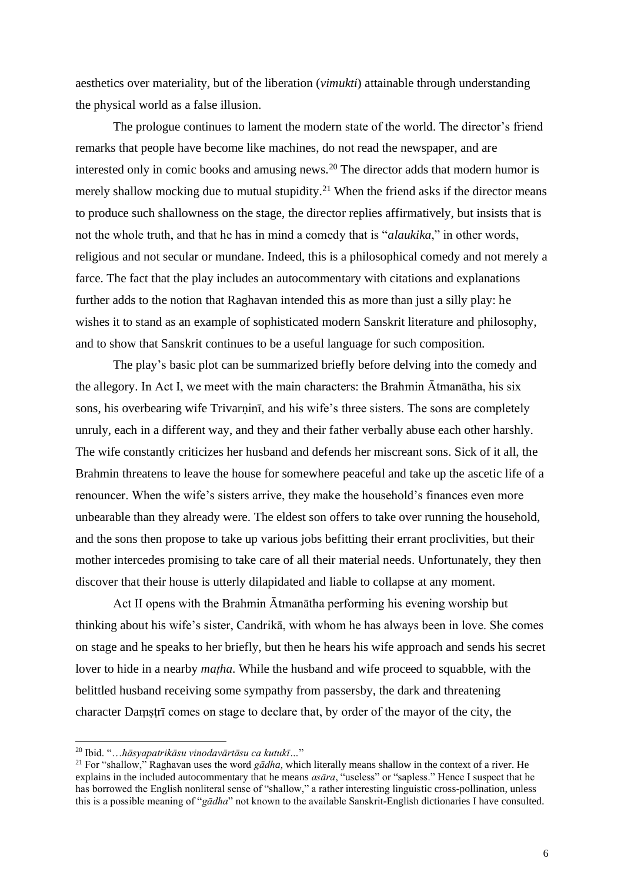aesthetics over materiality, but of the liberation (*vimukti*) attainable through understanding the physical world as a false illusion.

The prologue continues to lament the modern state of the world. The director's friend remarks that people have become like machines, do not read the newspaper, and are interested only in comic books and amusing news.[20] The director adds that modern humor is merely shallow mocking due to mutual stupidity.[21] When the friend asks if the director means to produce such shallowness on the stage, the director replies affirmatively, but insists that is not the whole truth, and that he has in mind a comedy that is "*alaukika*," in other words, religious and not secular or mundane. Indeed, this is a philosophical comedy and not merely a farce. The fact that the play includes an autocommentary with citations and explanations further adds to the notion that Raghavan intended this as more than just a silly play: he wishes it to stand as an example of sophisticated modern Sanskrit literature and philosophy, and to show that Sanskrit continues to be a useful language for such composition.

The play's basic plot can be summarized briefly before delving into the comedy and the allegory. In Act I, we meet with the main characters: the Brahmin Ātmanātha, his six sons, his overbearing wife Trivarṇinī, and his wife's three sisters. The sons are completely unruly, each in a different way, and they and their father verbally abuse each other harshly. The wife constantly criticizes her husband and defends her miscreant sons. Sick of it all, the Brahmin threatens to leave the house for somewhere peaceful and take up the ascetic life of a renouncer. When the wife's sisters arrive, they make the household's finances even more unbearable than they already were. The eldest son offers to take over running the household, and the sons then propose to take up various jobs befitting their errant proclivities, but their mother intercedes promising to take care of all their material needs. Unfortunately, they then discover that their house is utterly dilapidated and liable to collapse at any moment.

Act II opens with the Brahmin Ātmanātha performing his evening worship but thinking about his wife's sister, Candrikā, with whom he has always been in love. She comes on stage and he speaks to her briefly, but then he hears his wife approach and sends his secret lover to hide in a nearby *maṭha*. While the husband and wife proceed to squabble, with the belittled husband receiving some sympathy from passersby, the dark and threatening character Daṃṣṭrī comes on stage to declare that, by order of the mayor of the city, the

---

[20] Ibid. "…*hāsyapatrikāsu vinodavārtāsu ca kutukī*…"

[21] For "shallow," Raghavan uses the word *gādha*, which literally means shallow in the context of a river. He explains in the included autocommentary that he means *asāra*, "useless" or "sapless." Hence I suspect that he has borrowed the English nonliteral sense of "shallow," a rather interesting linguistic cross-pollination, unless this is a possible meaning of "*gādha*" not known to the available Sanskrit-English dictionaries I have consulted.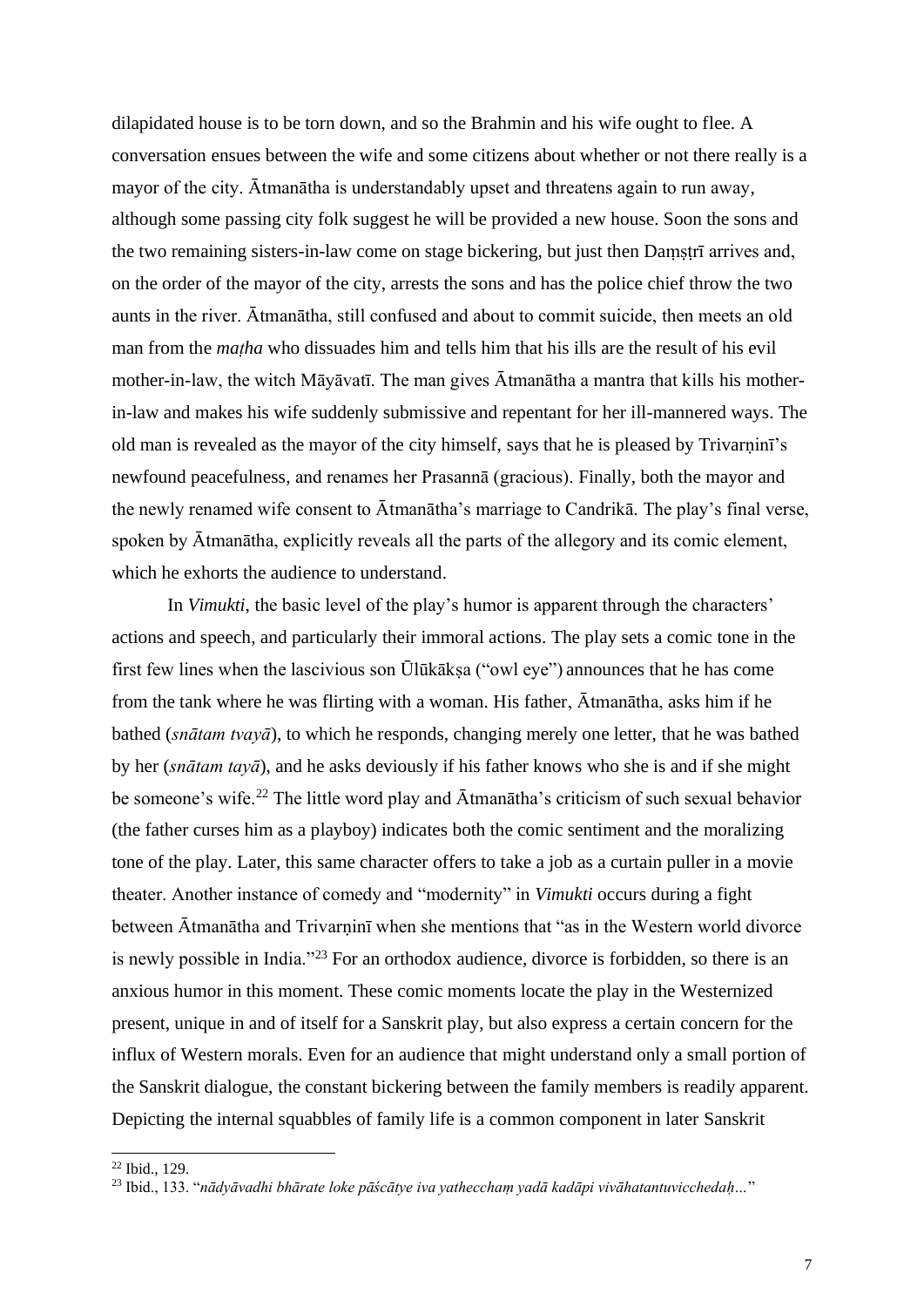dilapidated house is to be torn down, and so the Brahmin and his wife ought to flee. A conversation ensues between the wife and some citizens about whether or not there really is a mayor of the city. Ātmanātha is understandably upset and threatens again to run away, although some passing city folk suggest he will be provided a new house. Soon the sons and the two remaining sisters-in-law come on stage bickering, but just then Daṃṣṭrī arrives and, on the order of the mayor of the city, arrests the sons and has the police chief throw the two aunts in the river. Ātmanātha, still confused and about to commit suicide, then meets an old man from the *maṭha* who dissuades him and tells him that his ills are the result of his evil mother-in-law, the witch Māyāvatī. The man gives Ātmanātha a mantra that kills his mother-in-law and makes his wife suddenly submissive and repentant for her ill-mannered ways. The old man is revealed as the mayor of the city himself, says that he is pleased by Trivarṇinī's newfound peacefulness, and renames her Prasannā (gracious). Finally, both the mayor and the newly renamed wife consent to Ātmanātha's marriage to Candrikā. The play's final verse, spoken by Ātmanātha, explicitly reveals all the parts of the allegory and its comic element, which he exhorts the audience to understand.

In *Vimukti*, the basic level of the play's humor is apparent through the characters' actions and speech, and particularly their immoral actions. The play sets a comic tone in the first few lines when the lascivious son Ūlūkākṣa ("owl eye") announces that he has come from the tank where he was flirting with a woman. His father, Ātmanātha, asks him if he bathed (*snātam tvayā*), to which he responds, changing merely one letter, that he was bathed by her (*snātam tayā*), and he asks deviously if his father knows who she is and if she might be someone's wife.[22] The little word play and Ātmanātha's criticism of such sexual behavior (the father curses him as a playboy) indicates both the comic sentiment and the moralizing tone of the play. Later, this same character offers to take a job as a curtain puller in a movie theater. Another instance of comedy and "modernity" in *Vimukti* occurs during a fight between Ātmanātha and Trivarṇinī when she mentions that "as in the Western world divorce is newly possible in India."[23] For an orthodox audience, divorce is forbidden, so there is an anxious humor in this moment. These comic moments locate the play in the Westernized present, unique in and of itself for a Sanskrit play, but also express a certain concern for the influx of Western morals. Even for an audience that might understand only a small portion of the Sanskrit dialogue, the constant bickering between the family members is readily apparent. Depicting the internal squabbles of family life is a common component in later Sanskrit

[22] Ibid., 129.

[23] Ibid., 133. "*nādyāvadhi bhārate loke pāścātye iva yatheccham yadā kadāpi vivāhatantuvicchedaḥ…*"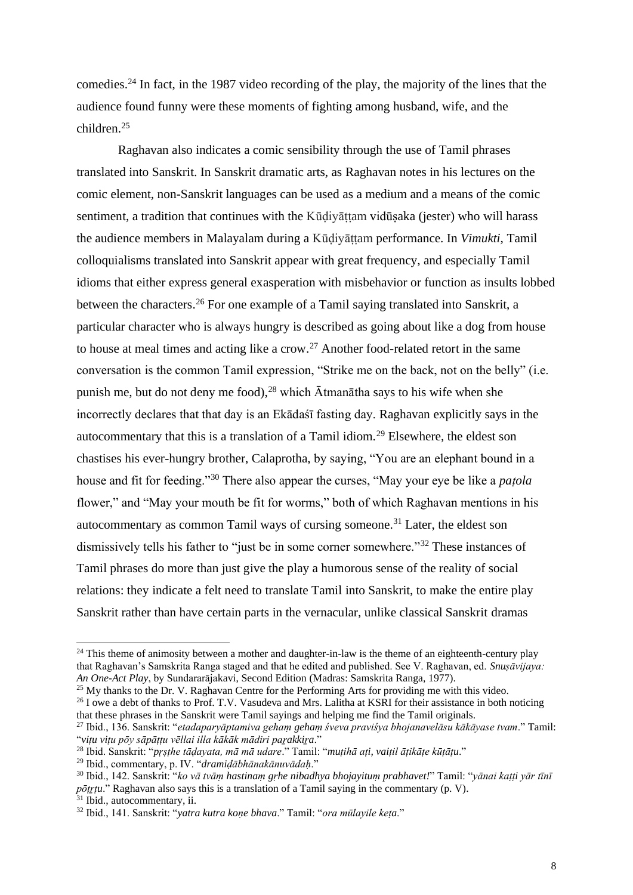comedies.[24] In fact, in the 1987 video recording of the play, the majority of the lines that the audience found funny were these moments of fighting among husband, wife, and the children.[25]

Raghavan also indicates a comic sensibility through the use of Tamil phrases translated into Sanskrit. In Sanskrit dramatic arts, as Raghavan notes in his lectures on the comic element, non-Sanskrit languages can be used as a medium and a means of the comic sentiment, a tradition that continues with the Kūḍiyāṭṭam vidūṣaka (jester) who will harass the audience members in Malayalam during a Kūḍiyāṭṭam performance. In *Vimukti*, Tamil colloquialisms translated into Sanskrit appear with great frequency, and especially Tamil idioms that either express general exasperation with misbehavior or function as insults lobbed between the characters.[26] For one example of a Tamil saying translated into Sanskrit, a particular character who is always hungry is described as going about like a dog from house to house at meal times and acting like a crow.[27] Another food-related retort in the same conversation is the common Tamil expression, "Strike me on the back, not on the belly" (i.e. punish me, but do not deny me food),[28] which Ātmanātha says to his wife when she incorrectly declares that that day is an Ekādaśī fasting day. Raghavan explicitly says in the autocommentary that this is a translation of a Tamil idiom.[29] Elsewhere, the eldest son chastises his ever-hungry brother, Calaprotha, by saying, "You are an elephant bound in a house and fit for feeding."[30] There also appear the curses, "May your eye be like a *paṭola* flower," and "May your mouth be fit for worms," both of which Raghavan mentions in his autocommentary as common Tamil ways of cursing someone.[31] Later, the eldest son dismissively tells his father to "just be in some corner somewhere."[32] These instances of Tamil phrases do more than just give the play a humorous sense of the reality of social relations: they indicate a felt need to translate Tamil into Sanskrit, to make the entire play Sanskrit rather than have certain parts in the vernacular, unlike classical Sanskrit dramas

---

[24] This theme of animosity between a mother and daughter-in-law is the theme of an eighteenth-century play that Raghavan's Samskrita Ranga staged and that he edited and published. See V. Raghavan, ed. *Snuṣāvijaya: An One-Act Play*, by Sundararājakavi, Second Edition (Madras: Samskrita Ranga, 1977).

[25] My thanks to the Dr. V. Raghavan Centre for the Performing Arts for providing me with this video.

[26] I owe a debt of thanks to Prof. T.V. Vasudeva and Mrs. Lalitha at KSRI for their assistance in both noticing that these phrases in the Sanskrit were Tamil sayings and helping me find the Tamil originals.

[27] Ibid., 136. Sanskrit: "*etadaparyāptamiva gehaṃ gehaṃ śveva praviśya bhojanavelāsu kākāyase tvam*." Tamil: "*viṭu viṭu pōy sāpāṭṭu vēllai illa kākāk mādiri paṟakkiṟa*."

[28] Ibid. Sanskrit: "*pṛṣṭhe tāḍayata, mā mā udare*." Tamil: "*muṭihā aṭi, vaiṭil āṭikāṭe kūṭāṭu*."

[29] Ibid., commentary, p. IV. "*dramiḍābhānakānuvādaḥ*."

[30] Ibid., 142. Sanskrit: "*ko vā tvāṃ hastinaṃ gṛhe nibadhya bhojayituṃ prabhavet!*" Tamil: "*yānai kaṭṭi yār tīnī pōṭṟṭu*." Raghavan also says this is a translation of a Tamil saying in the commentary (p. V).

[31] Ibid., autocommentary, ii.

[32] Ibid., 141. Sanskrit: "*yatra kutra koṇe bhava*." Tamil: "*ora mūlayile keṭa*."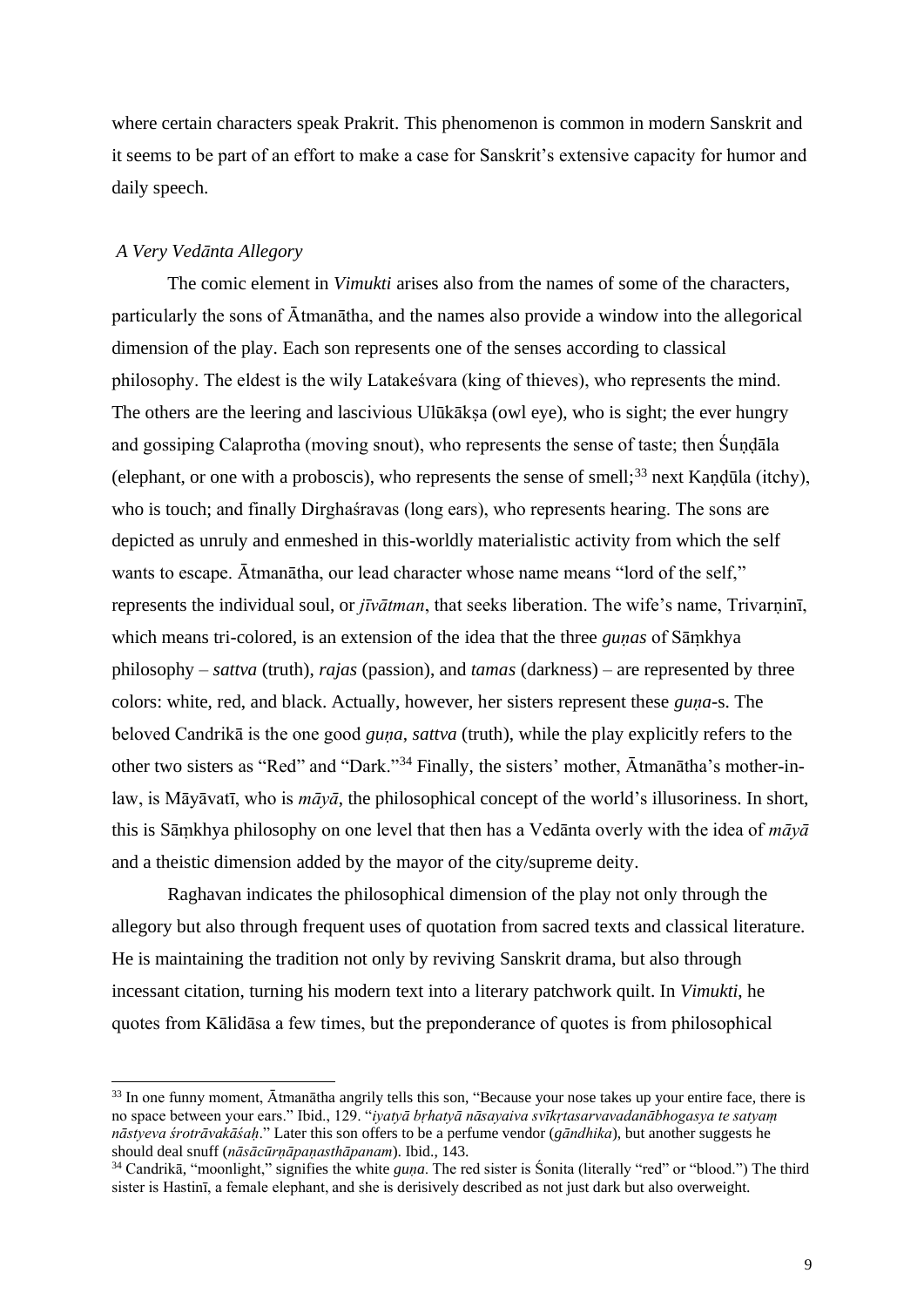where certain characters speak Prakrit. This phenomenon is common in modern Sanskrit and it seems to be part of an effort to make a case for Sanskrit's extensive capacity for humor and daily speech.

### *A Very Vedānta Allegory*

The comic element in *Vimukti* arises also from the names of some of the characters, particularly the sons of Ātmanātha, and the names also provide a window into the allegorical dimension of the play. Each son represents one of the senses according to classical philosophy. The eldest is the wily Latakeśvara (king of thieves), who represents the mind. The others are the leering and lascivious Ulūkākṣa (owl eye), who is sight; the ever hungry and gossiping Calaprotha (moving snout), who represents the sense of taste; then Śuṇḍāla (elephant, or one with a proboscis), who represents the sense of smell;[33] next Kaṇḍūla (itchy), who is touch; and finally Dirghaśravas (long ears), who represents hearing. The sons are depicted as unruly and enmeshed in this-worldly materialistic activity from which the self wants to escape. Ātmanātha, our lead character whose name means "lord of the self," represents the individual soul, or *jīvātman*, that seeks liberation. The wife's name, Trivarṇinī, which means tri-colored, is an extension of the idea that the three *guṇas* of Sāṃkhya philosophy – *sattva* (truth), *rajas* (passion), and *tamas* (darkness) – are represented by three colors: white, red, and black. Actually, however, her sisters represent these *guṇa*-s. The beloved Candrikā is the one good *guṇa*, *sattva* (truth), while the play explicitly refers to the other two sisters as "Red" and "Dark."[34] Finally, the sisters' mother, Ātmanātha's mother-in-law, is Māyāvatī, who is *māyā*, the philosophical concept of the world's illusoriness. In short, this is Sāṃkhya philosophy on one level that then has a Vedānta overly with the idea of *māyā* and a theistic dimension added by the mayor of the city/supreme deity.

Raghavan indicates the philosophical dimension of the play not only through the allegory but also through frequent uses of quotation from sacred texts and classical literature. He is maintaining the tradition not only by reviving Sanskrit drama, but also through incessant citation, turning his modern text into a literary patchwork quilt. In *Vimukti*, he quotes from Kālidāsa a few times, but the preponderance of quotes is from philosophical

---

[33] In one funny moment, Ātmanātha angrily tells this son, "Because your nose takes up your entire face, there is no space between your ears." Ibid., 129. "*iyatyā bṛhatyā nāsayaiva svīkṛtasarvavadanābhogasya te satyaṃ nāstyeva śrotrāvakāśaḥ*." Later this son offers to be a perfume vendor (*gāndhika*), but another suggests he should deal snuff (*nāsācūrṇāpaṇasthāpanam*). Ibid., 143.

[34] Candrikā, "moonlight," signifies the white *guṇa*. The red sister is Śonita (literally "red" or "blood.") The third sister is Hastinī, a female elephant, and she is derisively described as not just dark but also overweight.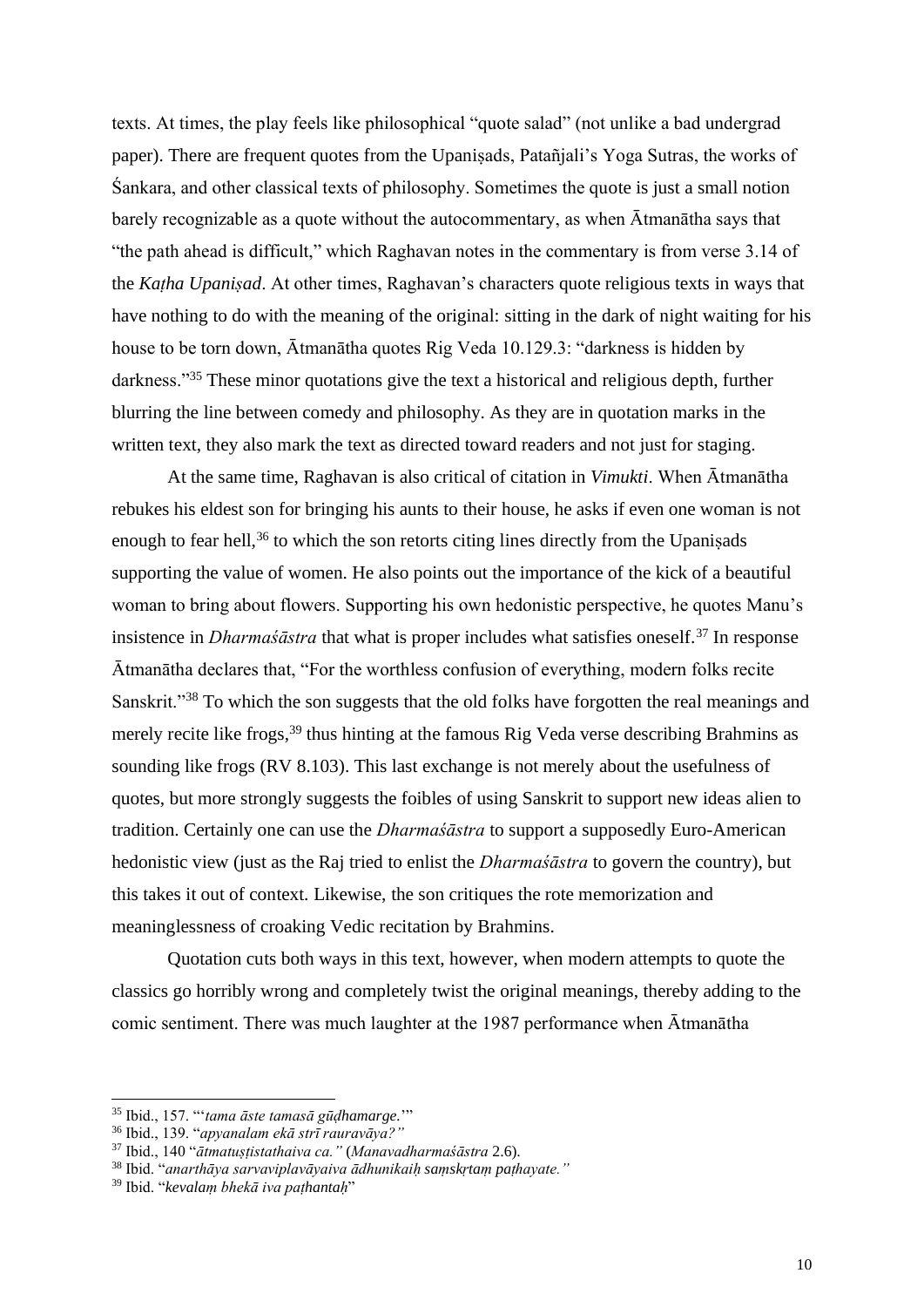texts. At times, the play feels like philosophical "quote salad" (not unlike a bad undergrad paper). There are frequent quotes from the Upaniṣads, Patañjali's Yoga Sutras, the works of Śankara, and other classical texts of philosophy. Sometimes the quote is just a small notion barely recognizable as a quote without the autocommentary, as when Ātmanātha says that "the path ahead is difficult," which Raghavan notes in the commentary is from verse 3.14 of the *Kaṭha Upaniṣad*. At other times, Raghavan's characters quote religious texts in ways that have nothing to do with the meaning of the original: sitting in the dark of night waiting for his house to be torn down, Ātmanātha quotes Rig Veda 10.129.3: "darkness is hidden by darkness."[35] These minor quotations give the text a historical and religious depth, further blurring the line between comedy and philosophy. As they are in quotation marks in the written text, they also mark the text as directed toward readers and not just for staging.

At the same time, Raghavan is also critical of citation in *Vimukti*. When Ātmanātha rebukes his eldest son for bringing his aunts to their house, he asks if even one woman is not enough to fear hell,[36] to which the son retorts citing lines directly from the Upaniṣads supporting the value of women. He also points out the importance of the kick of a beautiful woman to bring about flowers. Supporting his own hedonistic perspective, he quotes Manu's insistence in *Dharmaśāstra* that what is proper includes what satisfies oneself.[37] In response Ātmanātha declares that, "For the worthless confusion of everything, modern folks recite Sanskrit."[38] To which the son suggests that the old folks have forgotten the real meanings and merely recite like frogs,[39] thus hinting at the famous Rig Veda verse describing Brahmins as sounding like frogs (RV 8.103). This last exchange is not merely about the usefulness of quotes, but more strongly suggests the foibles of using Sanskrit to support new ideas alien to tradition. Certainly one can use the *Dharmaśāstra* to support a supposedly Euro-American hedonistic view (just as the Raj tried to enlist the *Dharmaśāstra* to govern the country), but this takes it out of context. Likewise, the son critiques the rote memorization and meaninglessness of croaking Vedic recitation by Brahmins.

Quotation cuts both ways in this text, however, when modern attempts to quote the classics go horribly wrong and completely twist the original meanings, thereby adding to the comic sentiment. There was much laughter at the 1987 performance when Ātmanātha

---

[35] Ibid., 157. "'*tama āste tamasā gūḍhamarge.*'"

[36] Ibid., 139. "*apyanalam ekā strī rauravāya?"*

[37] Ibid., 140 "*ātmatuṣṭistathaiva ca."* (*Manavadharmaśāstra* 2.6).

[38] Ibid. "*anarthāya sarvaviplavāyaiva ādhunikaiḥ saṃskṛtaṃ paṭhayate."*

[39] Ibid. "*kevalaṃ bhekā iva paṭhantaḥ*"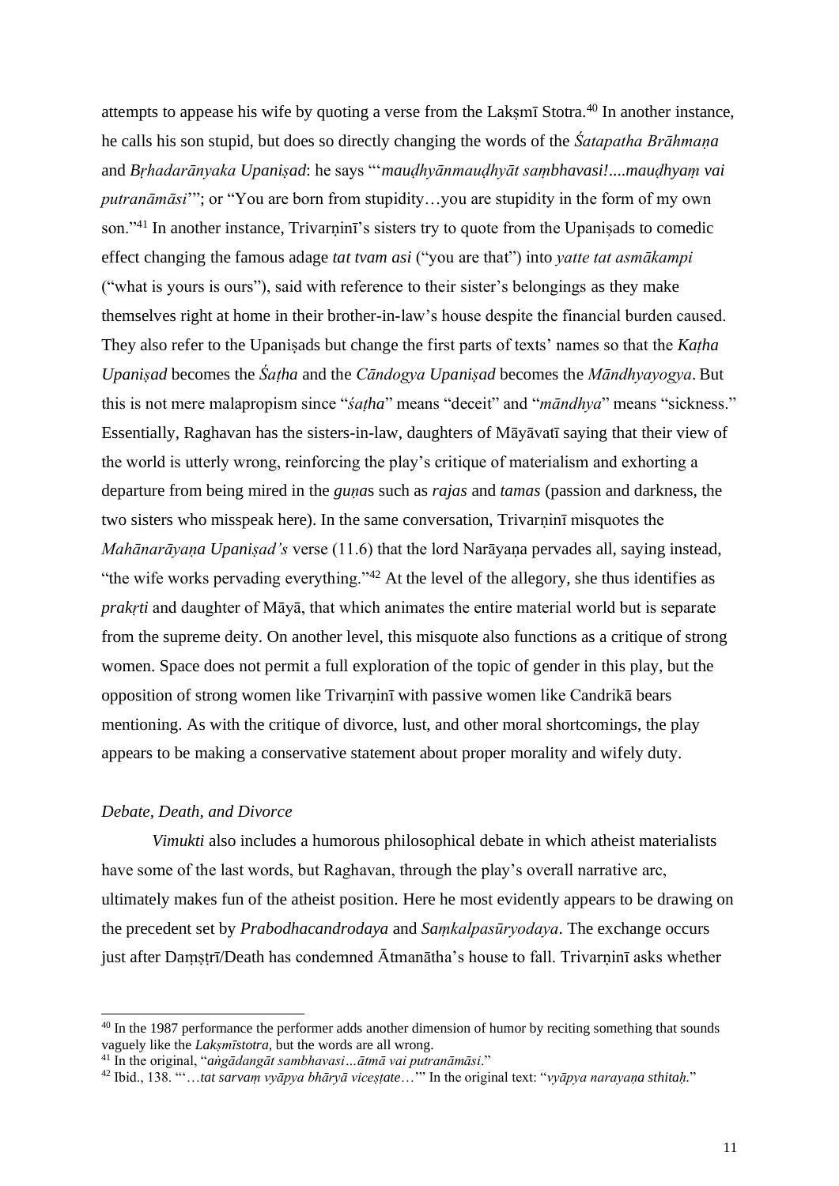attempts to appease his wife by quoting a verse from the Lakṣmī Stotra.[40] In another instance, he calls his son stupid, but does so directly changing the words of the *Śatapatha Brāhmaṇa* and *Bṛhadarānyaka Upaniṣad*: he says "'*mauḍhyānmauḍhyāt saṃbhavasi!....mauḍhyaṃ vai putranāmāsi*'"; or "You are born from stupidity…you are stupidity in the form of my own son."[41] In another instance, Trivarṇinī's sisters try to quote from the Upaniṣads to comedic effect changing the famous adage *tat tvam asi* ("you are that") into *yatte tat asmākampi* ("what is yours is ours"), said with reference to their sister's belongings as they make themselves right at home in their brother-in-law's house despite the financial burden caused. They also refer to the Upaniṣads but change the first parts of texts' names so that the *Kaṭha Upaniṣad* becomes the *Śaṭha* and the *Cāndogya Upaniṣad* becomes the *Māndhyayogya*. But this is not mere malapropism since "*śaṭha*" means "deceit" and "*māndhya*" means "sickness." Essentially, Raghavan has the sisters-in-law, daughters of Māyāvatī saying that their view of the world is utterly wrong, reinforcing the play's critique of materialism and exhorting a departure from being mired in the *guṇa*s such as *rajas* and *tamas* (passion and darkness, the two sisters who misspeak here). In the same conversation, Trivarṇinī misquotes the *Mahānarāyaṇa Upaniṣad's* verse (11.6) that the lord Narāyaṇa pervades all, saying instead, "the wife works pervading everything."[42] At the level of the allegory, she thus identifies as *prakṛti* and daughter of Māyā, that which animates the entire material world but is separate from the supreme deity. On another level, this misquote also functions as a critique of strong women. Space does not permit a full exploration of the topic of gender in this play, but the opposition of strong women like Trivarṇinī with passive women like Candrikā bears mentioning. As with the critique of divorce, lust, and other moral shortcomings, the play appears to be making a conservative statement about proper morality and wifely duty.

### *Debate, Death, and Divorce*

*Vimukti* also includes a humorous philosophical debate in which atheist materialists have some of the last words, but Raghavan, through the play's overall narrative arc, ultimately makes fun of the atheist position. Here he most evidently appears to be drawing on the precedent set by *Prabodhacandrodaya* and *Saṃkalpasūryodaya*. The exchange occurs just after Daṃṣṭrī/Death has condemned Ātmanātha's house to fall. Trivarṇinī asks whether

---

[40] In the 1987 performance the performer adds another dimension of humor by reciting something that sounds vaguely like the *Lakṣmīstotra*, but the words are all wrong.

[41] In the original, "*aṅgādangāt sambhavasi…ātmā vai putranāmāsi*."

[42] Ibid., 138. "'…*tat sarvaṃ vyāpya bhāryā viceṣtate*…'" In the original text: "*vyāpya narayaṇa sthitaḥ*."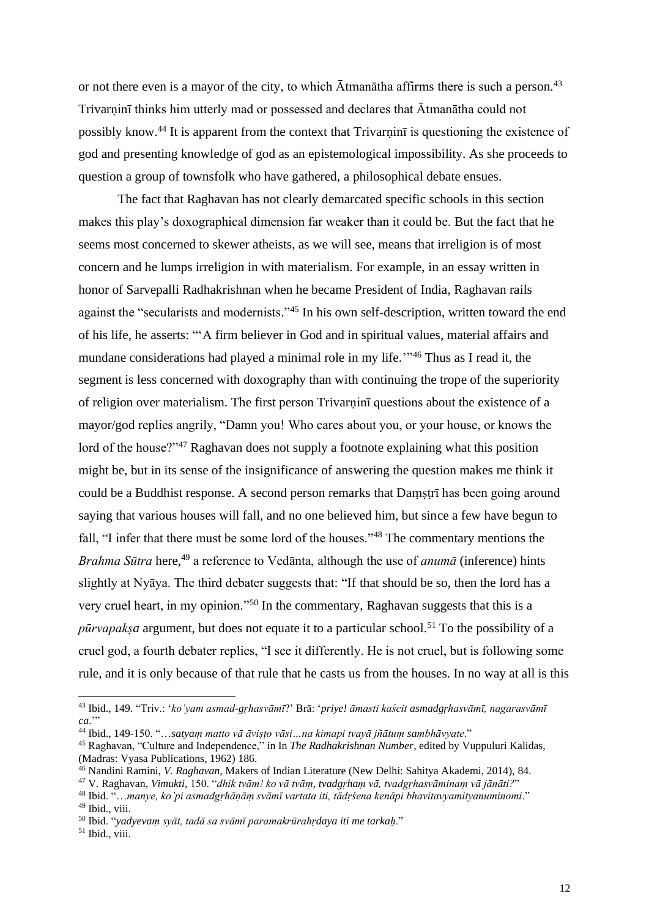or not there even is a mayor of the city, to which Ātmanātha affirms there is such a person.[43] Trivarṇinī thinks him utterly mad or possessed and declares that Ātmanātha could not possibly know.[44] It is apparent from the context that Trivarṇinī is questioning the existence of god and presenting knowledge of god as an epistemological impossibility. As she proceeds to question a group of townsfolk who have gathered, a philosophical debate ensues.

The fact that Raghavan has not clearly demarcated specific schools in this section makes this play's doxographical dimension far weaker than it could be. But the fact that he seems most concerned to skewer atheists, as we will see, means that irreligion is of most concern and he lumps irreligion in with materialism. For example, in an essay written in honor of Sarvepalli Radhakrishnan when he became President of India, Raghavan rails against the "secularists and modernists."[45] In his own self-description, written toward the end of his life, he asserts: "'A firm believer in God and in spiritual values, material affairs and mundane considerations had played a minimal role in my life.'"[46] Thus as I read it, the segment is less concerned with doxography than with continuing the trope of the superiority of religion over materialism. The first person Trivarṇinī questions about the existence of a mayor/god replies angrily, "Damn you! Who cares about you, or your house, or knows the lord of the house?"[47] Raghavan does not supply a footnote explaining what this position might be, but in its sense of the insignificance of answering the question makes me think it could be a Buddhist response. A second person remarks that Daṃṣṭrī has been going around saying that various houses will fall, and no one believed him, but since a few have begun to fall, "I infer that there must be some lord of the houses."[48] The commentary mentions the *Brahma Sūtra* here,[49] a reference to Vedānta, although the use of *anumā* (inference) hints slightly at Nyāya. The third debater suggests that: "If that should be so, then the lord has a very cruel heart, in my opinion."[50] In the commentary, Raghavan suggests that this is a *pūrvapakṣa* argument, but does not equate it to a particular school.[51] To the possibility of a cruel god, a fourth debater replies, "I see it differently. He is not cruel, but is following some rule, and it is only because of that rule that he casts us from the houses. In no way at all is this

---

[43] Ibid., 149. "Triv.: '*ko'yam asmad-gṛhasvāmī*?' Brā: '*priye! āmasti kaścit asmadgṛhasvāmī, nagarasvāmī ca*.'"

[44] Ibid., 149-150. "…*satyaṃ matto vā āviṣṭo vāsi…na kimapi tvayā jñātuṃ saṃbhāvyate*."

[45] Raghavan, "Culture and Independence," in In *The Radhakrishnan Number*, edited by Vuppuluri Kalidas, (Madras: Vyasa Publications, 1962) 186.

[46] Nandini Ramini, *V. Raghavan*, Makers of Indian Literature (New Delhi: Sahitya Akademi, 2014), 84.

[47] V. Raghavan, *Vimukti*, 150. "*dhik tvām! ko vā tvāṃ, tvadgṛhaṃ vā, tvadgṛhasvāminaṃ vā jānāti?*"

[48] Ibid. "…*manye, ko'pi asmadgṛhāṇāṃ svāmī vartata iti, tādṛśena kenāpi bhavitavyamityanuminomi*."

[49] Ibid., viii.

[50] Ibid. "*yadyevaṃ syāt, tadā sa svāmī paramakrūrahṛdaya iti me tarkaḥ*."

[51] Ibid., viii.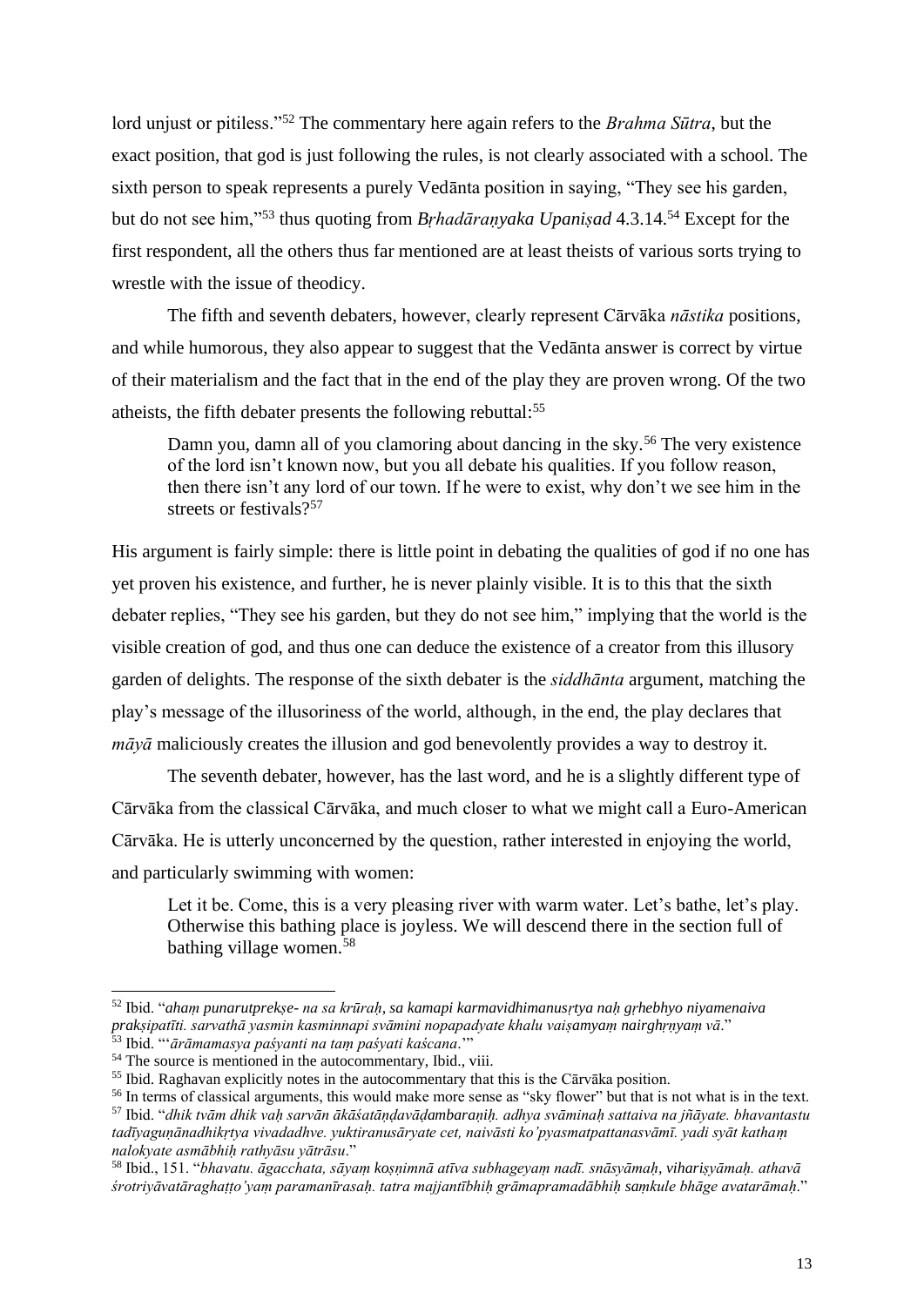lord unjust or pitiless."[52] The commentary here again refers to the *Brahma Sūtra*, but the exact position, that god is just following the rules, is not clearly associated with a school. The sixth person to speak represents a purely Vedānta position in saying, "They see his garden, but do not see him,"[53] thus quoting from *Bṛhadāraṇyaka Upaniṣad* 4.3.14.[54] Except for the first respondent, all the others thus far mentioned are at least theists of various sorts trying to wrestle with the issue of theodicy.

The fifth and seventh debaters, however, clearly represent Cārvāka *nāstika* positions, and while humorous, they also appear to suggest that the Vedānta answer is correct by virtue of their materialism and the fact that in the end of the play they are proven wrong. Of the two atheists, the fifth debater presents the following rebuttal:[55]

> Damn you, damn all of you clamoring about dancing in the sky.[56] The very existence of the lord isn't known now, but you all debate his qualities. If you follow reason, then there isn't any lord of our town. If he were to exist, why don't we see him in the streets or festivals?[57]

His argument is fairly simple: there is little point in debating the qualities of god if no one has yet proven his existence, and further, he is never plainly visible. It is to this that the sixth debater replies, "They see his garden, but they do not see him," implying that the world is the visible creation of god, and thus one can deduce the existence of a creator from this illusory garden of delights. The response of the sixth debater is the *siddhānta* argument, matching the play's message of the illusoriness of the world, although, in the end, the play declares that *māyā* maliciously creates the illusion and god benevolently provides a way to destroy it.

The seventh debater, however, has the last word, and he is a slightly different type of Cārvāka from the classical Cārvāka, and much closer to what we might call a Euro-American Cārvāka. He is utterly unconcerned by the question, rather interested in enjoying the world, and particularly swimming with women:

> Let it be. Come, this is a very pleasing river with warm water. Let's bathe, let's play. Otherwise this bathing place is joyless. We will descend there in the section full of bathing village women.[58]

---

[52] Ibid. "*ahaṃ punarutprekṣe- na sa krūraḥ, sa kamapi karmavidhimanusṛtya naḥ gṛhebhyo niyamenaiva prakṣipatīti. sarvathā yasmin kasminnapi svāmini nopapadyate khalu vaiṣamyaṃ nairghṛṇyaṃ vā*."

[53] Ibid. "'*ārāmamasya paśyanti na taṃ paśyati kaścana*.'"

[54] The source is mentioned in the autocommentary, Ibid., viii.

[55] Ibid. Raghavan explicitly notes in the autocommentary that this is the Cārvāka position.

[56] In terms of classical arguments, this would make more sense as "sky flower" but that is not what is in the text.

[57] Ibid. "*dhik tvām dhik vaḥ sarvān ākāśatāṇḍavāḍambaraṇiḥ. adhya svāminaḥ sattaiva na jñāyate. bhavantastu tadīyaguṇānadhikṛtya vivadadhve. yuktiranusāryate cet, naivāsti ko'pyasmatpattanasvāmī. yadi syāt kathaṃ nalokyate asmābhiḥ rathyāsu yātrāsu*."

[58] Ibid., 151. "*bhavatu. āgacchata, sāyaṃ koṣṇimnā atīva subhageyaṃ nadī. snāsyāmaḥ, vihariṣyāmaḥ. athavā śrotriyāvatāraghaṭṭo'yaṃ paramanīrasaḥ. tatra majjantībhiḥ grāmapramadābhiḥ saṃkule bhāge avatarāmaḥ*."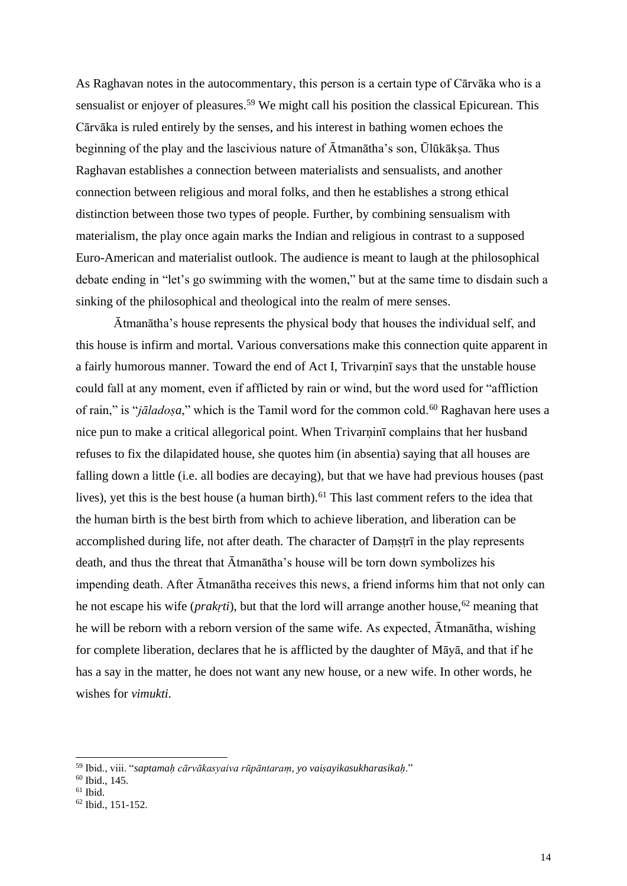As Raghavan notes in the autocommentary, this person is a certain type of Cārvāka who is a sensualist or enjoyer of pleasures.[59] We might call his position the classical Epicurean. This Cārvāka is ruled entirely by the senses, and his interest in bathing women echoes the beginning of the play and the lascivious nature of Ātmanātha's son, Ūlūkākṣa. Thus Raghavan establishes a connection between materialists and sensualists, and another connection between religious and moral folks, and then he establishes a strong ethical distinction between those two types of people. Further, by combining sensualism with materialism, the play once again marks the Indian and religious in contrast to a supposed Euro-American and materialist outlook. The audience is meant to laugh at the philosophical debate ending in "let's go swimming with the women," but at the same time to disdain such a sinking of the philosophical and theological into the realm of mere senses.

Ātmanātha's house represents the physical body that houses the individual self, and this house is infirm and mortal. Various conversations make this connection quite apparent in a fairly humorous manner. Toward the end of Act I, Trivarṇinī says that the unstable house could fall at any moment, even if afflicted by rain or wind, but the word used for "affliction of rain," is "*jāladoṣa*," which is the Tamil word for the common cold.[60] Raghavan here uses a nice pun to make a critical allegorical point. When Trivarṇinī complains that her husband refuses to fix the dilapidated house, she quotes him (in absentia) saying that all houses are falling down a little (i.e. all bodies are decaying), but that we have had previous houses (past lives), yet this is the best house (a human birth).[61] This last comment refers to the idea that the human birth is the best birth from which to achieve liberation, and liberation can be accomplished during life, not after death. The character of Daṃṣṭrī in the play represents death, and thus the threat that Ātmanātha's house will be torn down symbolizes his impending death. After Ātmanātha receives this news, a friend informs him that not only can he not escape his wife (*prakṛti*), but that the lord will arrange another house,[62] meaning that he will be reborn with a reborn version of the same wife. As expected, Ātmanātha, wishing for complete liberation, declares that he is afflicted by the daughter of Māyā, and that if he has a say in the matter, he does not want any new house, or a new wife. In other words, he wishes for *vimukti*.

---

[59] Ibid., viii. "*saptamaḥ cārvākasyaiva rūpāntaraṃ, yo vaiṣayikasukharasikaḥ*."

[60] Ibid., 145.

[61] Ibid.

[62] Ibid., 151-152.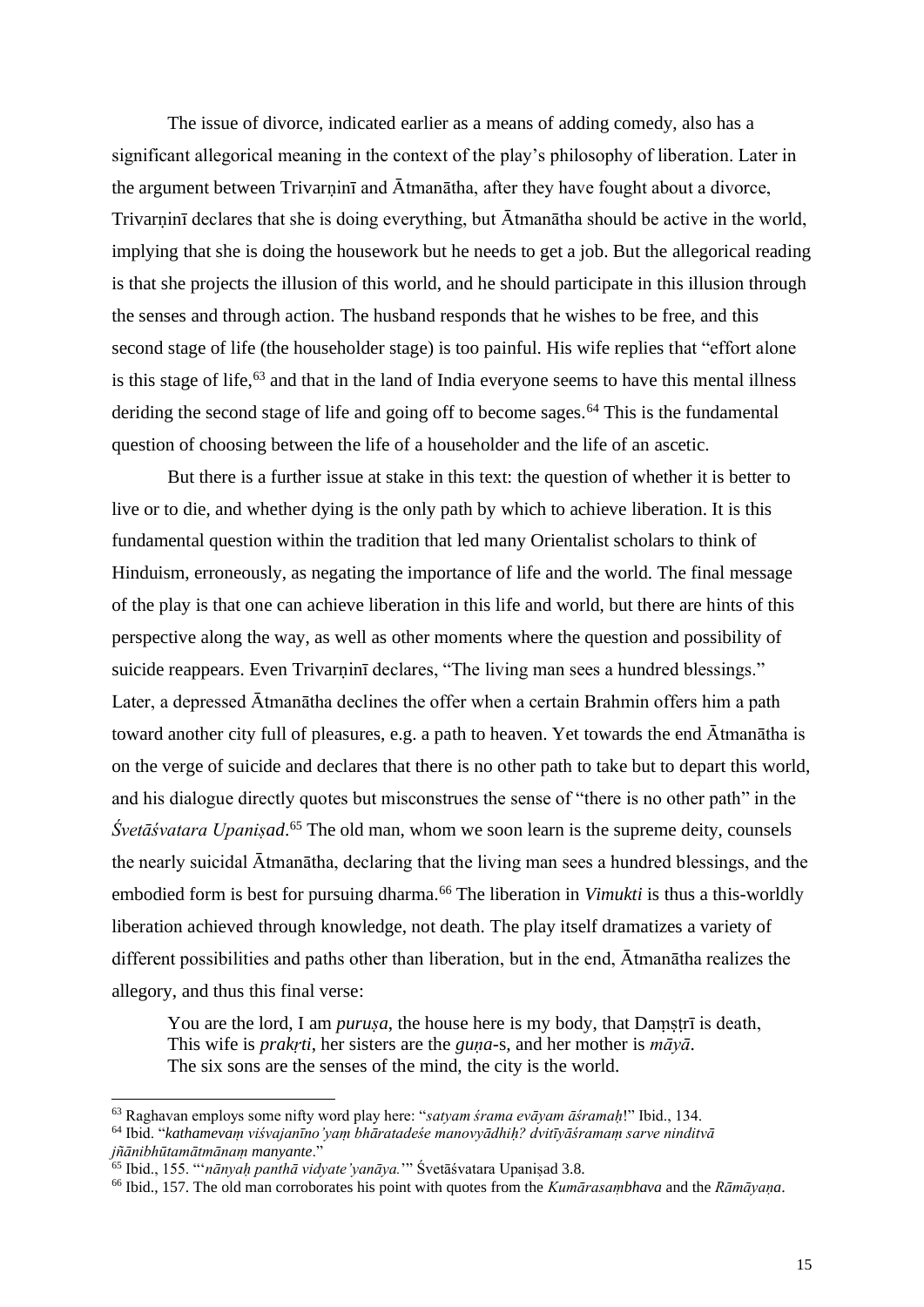The issue of divorce, indicated earlier as a means of adding comedy, also has a significant allegorical meaning in the context of the play's philosophy of liberation. Later in the argument between Trivarṇinī and Ātmanātha, after they have fought about a divorce, Trivarṇinī declares that she is doing everything, but Ātmanātha should be active in the world, implying that she is doing the housework but he needs to get a job. But the allegorical reading is that she projects the illusion of this world, and he should participate in this illusion through the senses and through action. The husband responds that he wishes to be free, and this second stage of life (the householder stage) is too painful. His wife replies that "effort alone is this stage of life,[63] and that in the land of India everyone seems to have this mental illness deriding the second stage of life and going off to become sages.[64] This is the fundamental question of choosing between the life of a householder and the life of an ascetic.

But there is a further issue at stake in this text: the question of whether it is better to live or to die, and whether dying is the only path by which to achieve liberation. It is this fundamental question within the tradition that led many Orientalist scholars to think of Hinduism, erroneously, as negating the importance of life and the world. The final message of the play is that one can achieve liberation in this life and world, but there are hints of this perspective along the way, as well as other moments where the question and possibility of suicide reappears. Even Trivarṇinī declares, "The living man sees a hundred blessings." Later, a depressed Ātmanātha declines the offer when a certain Brahmin offers him a path toward another city full of pleasures, e.g. a path to heaven. Yet towards the end Ātmanātha is on the verge of suicide and declares that there is no other path to take but to depart this world, and his dialogue directly quotes but misconstrues the sense of "there is no other path" in the *Śvetāśvatara Upaniṣad*.[65] The old man, whom we soon learn is the supreme deity, counsels the nearly suicidal Ātmanātha, declaring that the living man sees a hundred blessings, and the embodied form is best for pursuing dharma.[66] The liberation in *Vimukti* is thus a this-worldly liberation achieved through knowledge, not death. The play itself dramatizes a variety of different possibilities and paths other than liberation, but in the end, Ātmanātha realizes the allegory, and thus this final verse:

> You are the lord, I am *puruṣa*, the house here is my body, that Daṃṣṭrī is death,
> This wife is *prakṛti*, her sisters are the *guṇa*-s, and her mother is *māyā*.
> The six sons are the senses of the mind, the city is the world.

---

[63] Raghavan employs some nifty word play here: "*satyam śrama evāyam āśramaḥ*!" Ibid., 134.

[64] Ibid. "*kathamevaṃ viśvajanīno'yaṃ bhāratadeśe manovyādhiḥ? dvitīyāśramaṃ sarve ninditvā jñānibhūtamātmānaṃ manyante*."

[65] Ibid., 155. "'*nānyaḥ panthā vidyate'yanāya.*'" Śvetāśvatara Upaniṣad 3.8.

[66] Ibid., 157. The old man corroborates his point with quotes from the *Kumārasaṃbhava* and the *Rāmāyaṇa*.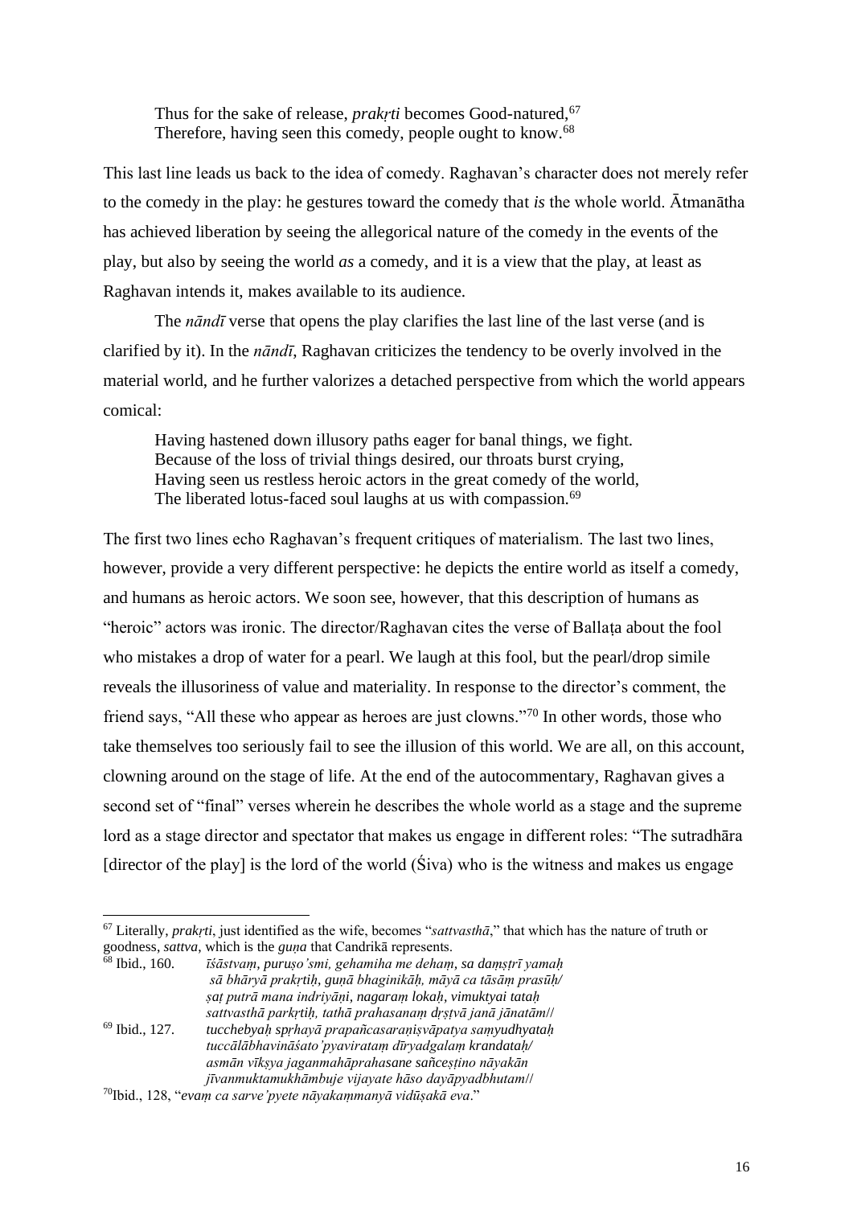> Thus for the sake of release, *prakṛti* becomes Good-natured,[67]
> Therefore, having seen this comedy, people ought to know.[68]

This last line leads us back to the idea of comedy. Raghavan's character does not merely refer to the comedy in the play: he gestures toward the comedy that *is* the whole world. Ātmanātha has achieved liberation by seeing the allegorical nature of the comedy in the events of the play, but also by seeing the world *as* a comedy, and it is a view that the play, at least as Raghavan intends it, makes available to its audience.

The *nāndī* verse that opens the play clarifies the last line of the last verse (and is clarified by it). In the *nāndī*, Raghavan criticizes the tendency to be overly involved in the material world, and he further valorizes a detached perspective from which the world appears comical:

> Having hastened down illusory paths eager for banal things, we fight.
> Because of the loss of trivial things desired, our throats burst crying,
> Having seen us restless heroic actors in the great comedy of the world,
> The liberated lotus-faced soul laughs at us with compassion.[69]

The first two lines echo Raghavan's frequent critiques of materialism. The last two lines, however, provide a very different perspective: he depicts the entire world as itself a comedy, and humans as heroic actors. We soon see, however, that this description of humans as "heroic" actors was ironic. The director/Raghavan cites the verse of Ballaṭa about the fool who mistakes a drop of water for a pearl. We laugh at this fool, but the pearl/drop simile reveals the illusoriness of value and materiality. In response to the director's comment, the friend says, "All these who appear as heroes are just clowns."[70] In other words, those who take themselves too seriously fail to see the illusion of this world. We are all, on this account, clowning around on the stage of life. At the end of the autocommentary, Raghavan gives a second set of "final" verses wherein he describes the whole world as a stage and the supreme lord as a stage director and spectator that makes us engage in different roles: "The sutradhāra [director of the play] is the lord of the world (Śiva) who is the witness and makes us engage

---

[67] Literally, *prakṛti*, just identified as the wife, becomes "*sattvasthā*," that which has the nature of truth or goodness, *sattva*, which is the *guṇa* that Candrikā represents.

[68] Ibid., 160. *īśāstvaṃ, puruṣo'smi, gehamiha me dehaṃ, sa daṃṣṭrī yamaḥ sā bhāryā prakṛtiḥ, guṇā bhaginikāḥ, māyā ca tāsāṃ prasūḥ/ ṣaṭ putrā mana indriyāṇi, nagaraṃ lokaḥ, vimuktyai tataḥ sattvasthā parkṛtiḥ, tathā prahasanaṃ dṛṣṭvā janā jānatām//*

[69] Ibid., 127. *tucchebyaḥ spṛhayā prapañcasaraṇiṣvāpatya saṃyudhyataḥ tuccālābhavināśato'pyaviratam dīryadgalaṃ krandataḥ/ asmān vīkṣya jaganmahāprahasane sañceṣṭino nāyakān jīvanmuktamukhāmbuje vijayate hāso dayāpyadbhutam//*

[70] Ibid., 128, "*evaṃ ca sarve'pyete nāyakaṃmanyā vidūṣakā eva*."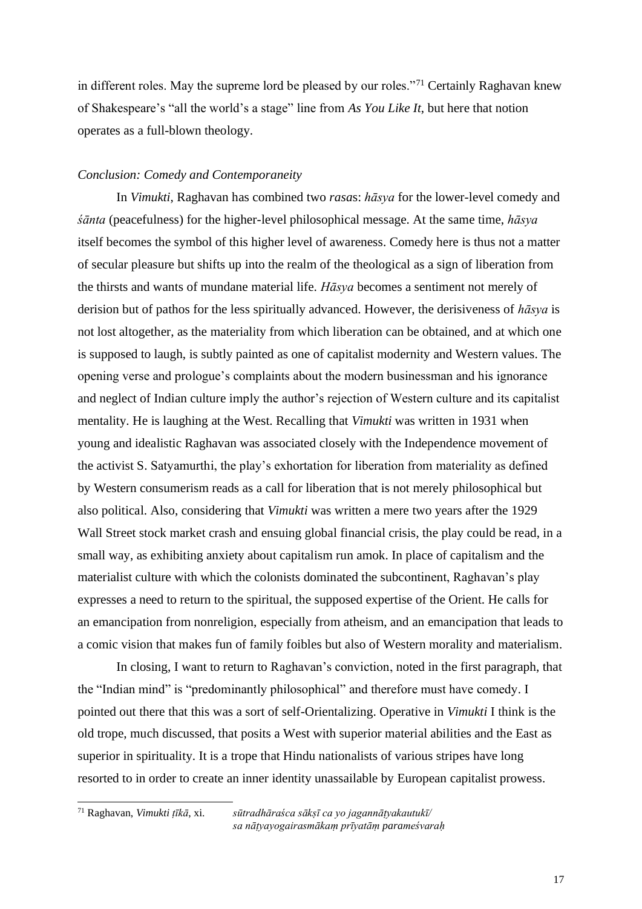in different roles. May the supreme lord be pleased by our roles."[71] Certainly Raghavan knew of Shakespeare's "all the world's a stage" line from *As You Like It*, but here that notion operates as a full-blown theology.

*Conclusion: Comedy and Contemporaneity*

In *Vimukti*, Raghavan has combined two *rasa*s: *hāsya* for the lower-level comedy and *śānta* (peacefulness) for the higher-level philosophical message. At the same time, *hāsya* itself becomes the symbol of this higher level of awareness. Comedy here is thus not a matter of secular pleasure but shifts up into the realm of the theological as a sign of liberation from the thirsts and wants of mundane material life. *Hāsya* becomes a sentiment not merely of derision but of pathos for the less spiritually advanced. However, the derisiveness of *hāsya* is not lost altogether, as the materiality from which liberation can be obtained, and at which one is supposed to laugh, is subtly painted as one of capitalist modernity and Western values. The opening verse and prologue's complaints about the modern businessman and his ignorance and neglect of Indian culture imply the author's rejection of Western culture and its capitalist mentality. He is laughing at the West. Recalling that *Vimukti* was written in 1931 when young and idealistic Raghavan was associated closely with the Independence movement of the activist S. Satyamurthi, the play's exhortation for liberation from materiality as defined by Western consumerism reads as a call for liberation that is not merely philosophical but also political. Also, considering that *Vimukti* was written a mere two years after the 1929 Wall Street stock market crash and ensuing global financial crisis, the play could be read, in a small way, as exhibiting anxiety about capitalism run amok. In place of capitalism and the materialist culture with which the colonists dominated the subcontinent, Raghavan's play expresses a need to return to the spiritual, the supposed expertise of the Orient. He calls for an emancipation from nonreligion, especially from atheism, and an emancipation that leads to a comic vision that makes fun of family foibles but also of Western morality and materialism.

In closing, I want to return to Raghavan's conviction, noted in the first paragraph, that the "Indian mind" is "predominantly philosophical" and therefore must have comedy. I pointed out there that this was a sort of self-Orientalizing. Operative in *Vimukti* I think is the old trope, much discussed, that posits a West with superior material abilities and the East as superior in spirituality. It is a trope that Hindu nationalists of various stripes have long resorted to in order to create an inner identity unassailable by European capitalist prowess.

---

[71] Raghavan, *Vimukti ṭīkā*, xi. *sūtradhāraśca sākṣī ca yo jagannāṭyakautukī/ sa nāṭyayogairasmākaṃ prīyatāṃ parameśvaraḥ*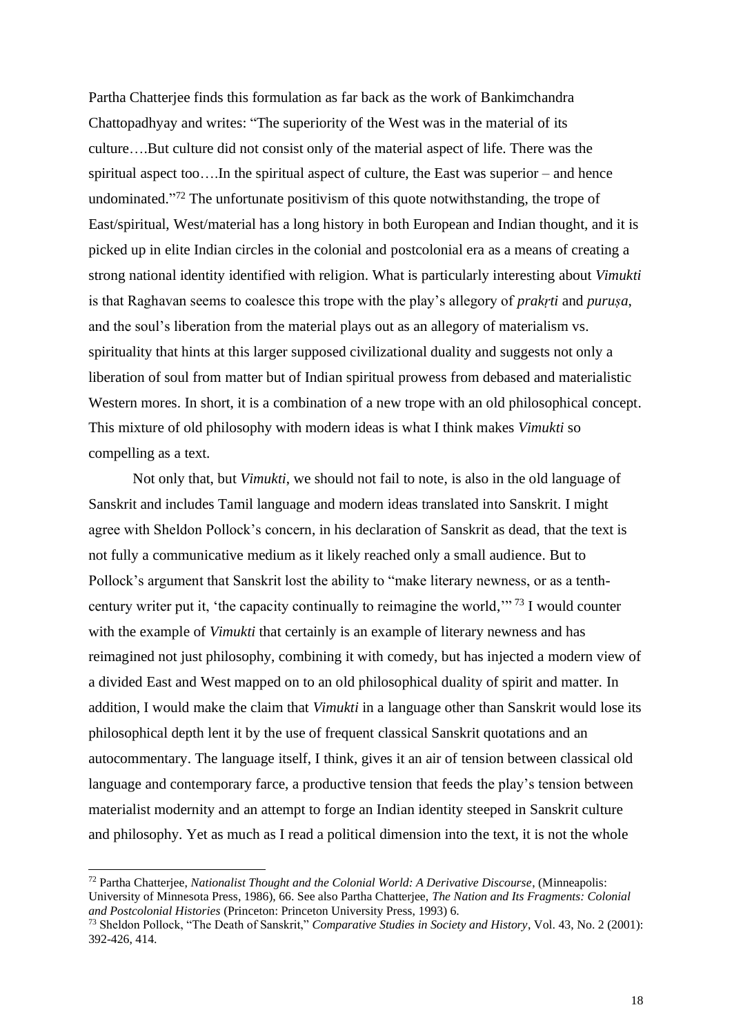Partha Chatterjee finds this formulation as far back as the work of Bankimchandra Chattopadhyay and writes: "The superiority of the West was in the material of its culture….But culture did not consist only of the material aspect of life. There was the spiritual aspect too….In the spiritual aspect of culture, the East was superior – and hence undominated."[72] The unfortunate positivism of this quote notwithstanding, the trope of East/spiritual, West/material has a long history in both European and Indian thought, and it is picked up in elite Indian circles in the colonial and postcolonial era as a means of creating a strong national identity identified with religion. What is particularly interesting about *Vimukti* is that Raghavan seems to coalesce this trope with the play's allegory of *prakṛti* and *puruṣa*, and the soul's liberation from the material plays out as an allegory of materialism vs. spirituality that hints at this larger supposed civilizational duality and suggests not only a liberation of soul from matter but of Indian spiritual prowess from debased and materialistic Western mores. In short, it is a combination of a new trope with an old philosophical concept. This mixture of old philosophy with modern ideas is what I think makes *Vimukti* so compelling as a text.

Not only that, but *Vimukti*, we should not fail to note, is also in the old language of Sanskrit and includes Tamil language and modern ideas translated into Sanskrit. I might agree with Sheldon Pollock's concern, in his declaration of Sanskrit as dead, that the text is not fully a communicative medium as it likely reached only a small audience. But to Pollock's argument that Sanskrit lost the ability to "make literary newness, or as a tenth-century writer put it, 'the capacity continually to reimagine the world,'"[73] I would counter with the example of *Vimukti* that certainly is an example of literary newness and has reimagined not just philosophy, combining it with comedy, but has injected a modern view of a divided East and West mapped on to an old philosophical duality of spirit and matter. In addition, I would make the claim that *Vimukti* in a language other than Sanskrit would lose its philosophical depth lent it by the use of frequent classical Sanskrit quotations and an autocommentary. The language itself, I think, gives it an air of tension between classical old language and contemporary farce, a productive tension that feeds the play's tension between materialist modernity and an attempt to forge an Indian identity steeped in Sanskrit culture and philosophy. Yet as much as I read a political dimension into the text, it is not the whole

---

[72] Partha Chatterjee, *Nationalist Thought and the Colonial World: A Derivative Discourse*, (Minneapolis: University of Minnesota Press, 1986), 66. See also Partha Chatterjee, *The Nation and Its Fragments: Colonial and Postcolonial Histories* (Princeton: Princeton University Press, 1993) 6.

[73] Sheldon Pollock, "The Death of Sanskrit," *Comparative Studies in Society and History*, Vol. 43, No. 2 (2001): 392-426, 414.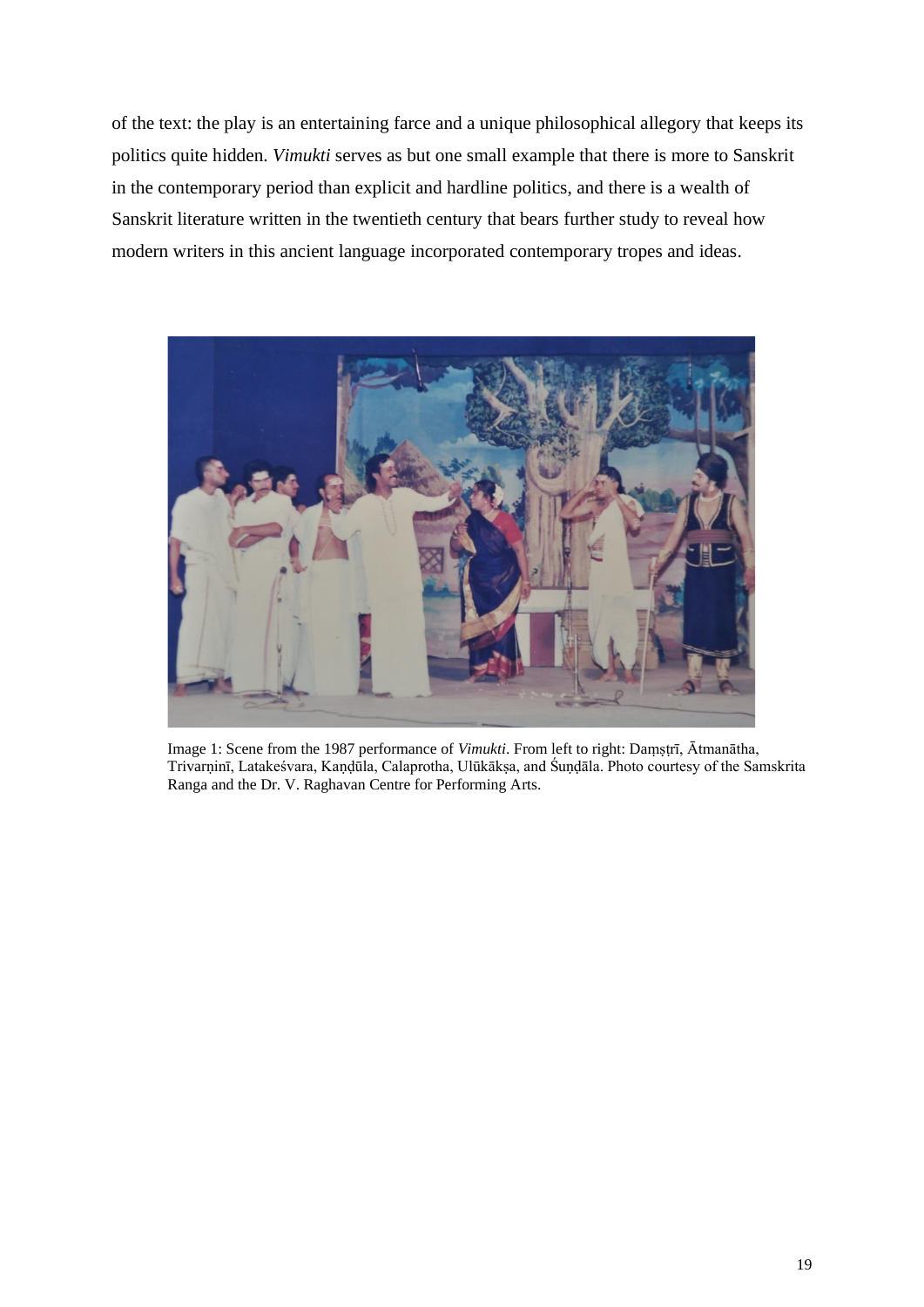of the text: the play is an entertaining farce and a unique philosophical allegory that keeps its politics quite hidden. *Vimukti* serves as but one small example that there is more to Sanskrit in the contemporary period than explicit and hardline politics, and there is a wealth of Sanskrit literature written in the twentieth century that bears further study to reveal how modern writers in this ancient language incorporated contemporary tropes and ideas.

Image 1: Scene from the 1987 performance of *Vimukti*. From left to right: Daṃṣṭrī, Ātmanātha, Trivarṇinī, Latakeśvara, Kaṇḍūla, Calaprotha, Ulūkākṣa, and Śuṇḍāla. Photo courtesy of the Samskrita Ranga and the Dr. V. Raghavan Centre for Performing Arts.